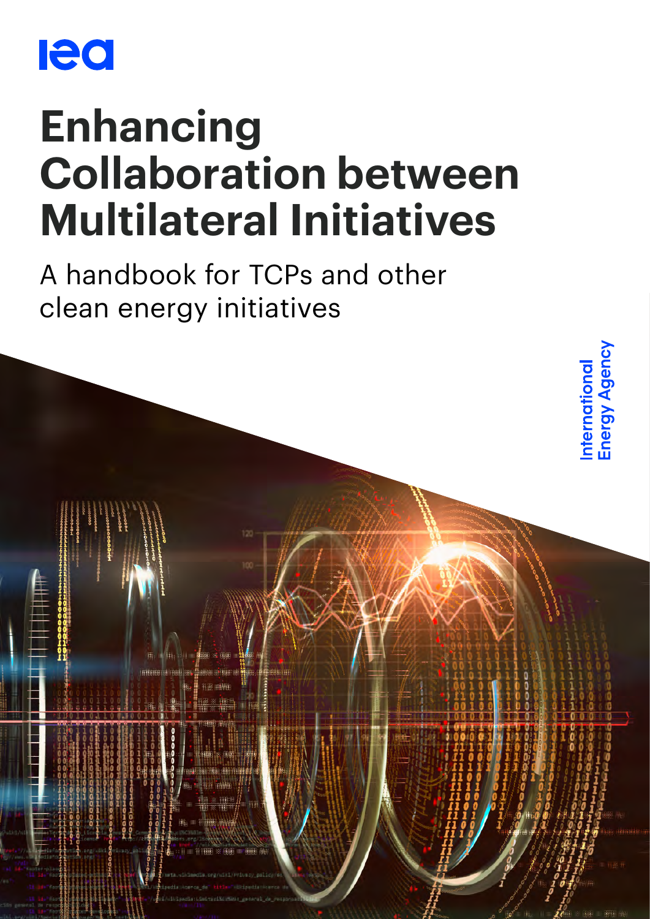iea

# Enhancing Collaboration between Multilateral Initiatives

A handbook for TCPs and other clean energy initiatives

International Energy Agency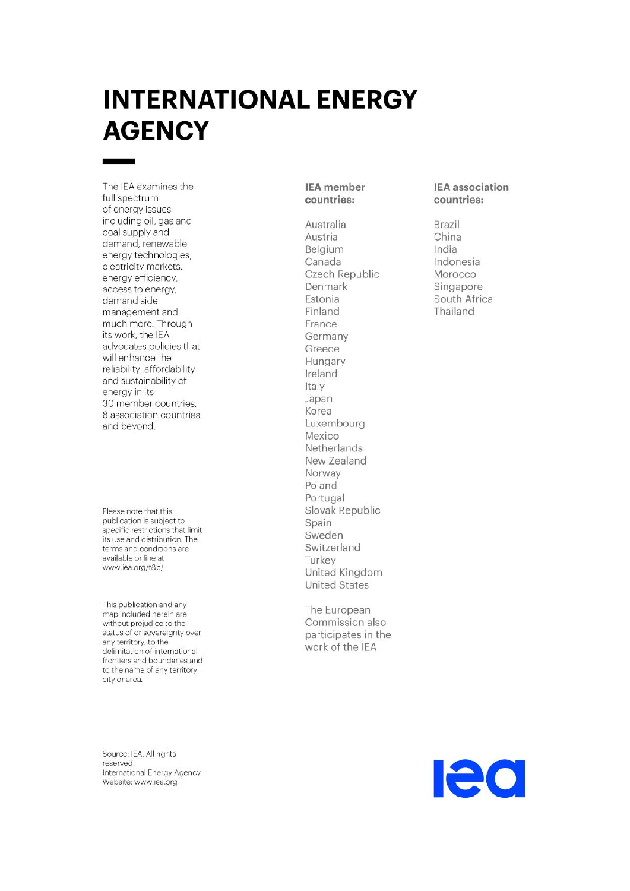# INTERNATIONAL ENERGY AGENCY

The IEA examines the full spectrum of energy issues including oil, gas and coal supply and demand, renewable energy technologies, electricity markets, energy efficiency, access to energy, demand side management and much more. Through its work, the IEA advocates policies that will enhance the reliability, affordability and sustainability of energy in its 30 member countries, 8 association countries and beyond.

Please note that this publication is subject to specific restrictions that limit its use and distribution. The terms and conditions are available online at www.iea.org/t&c/

This publication and any map included herein are without prejudice to the status of or sovereignty over any territory, to the delimitation of international frontiers and boundaries and to the name of any territory, city or area.

**IEA member countries:**

Australia
Austria
Belgium
Canada
Czech Republic
Denmark
Estonia
Finland
France
Germany
Greece
Hungary
Ireland
Italy
Japan
Korea
Luxembourg
Mexico
Netherlands
New Zealand
Norway
Poland
Portugal
Slovak Republic
Spain
Sweden
Switzerland
Turkey
United Kingdom
United States

The European Commission also participates in the work of the IEA

**IEA association countries:**

Brazil
China
India
Indonesia
Morocco
Singapore
South Africa
Thailand

Source: IEA. All rights reserved.
International Energy Agency
Website: www.iea.org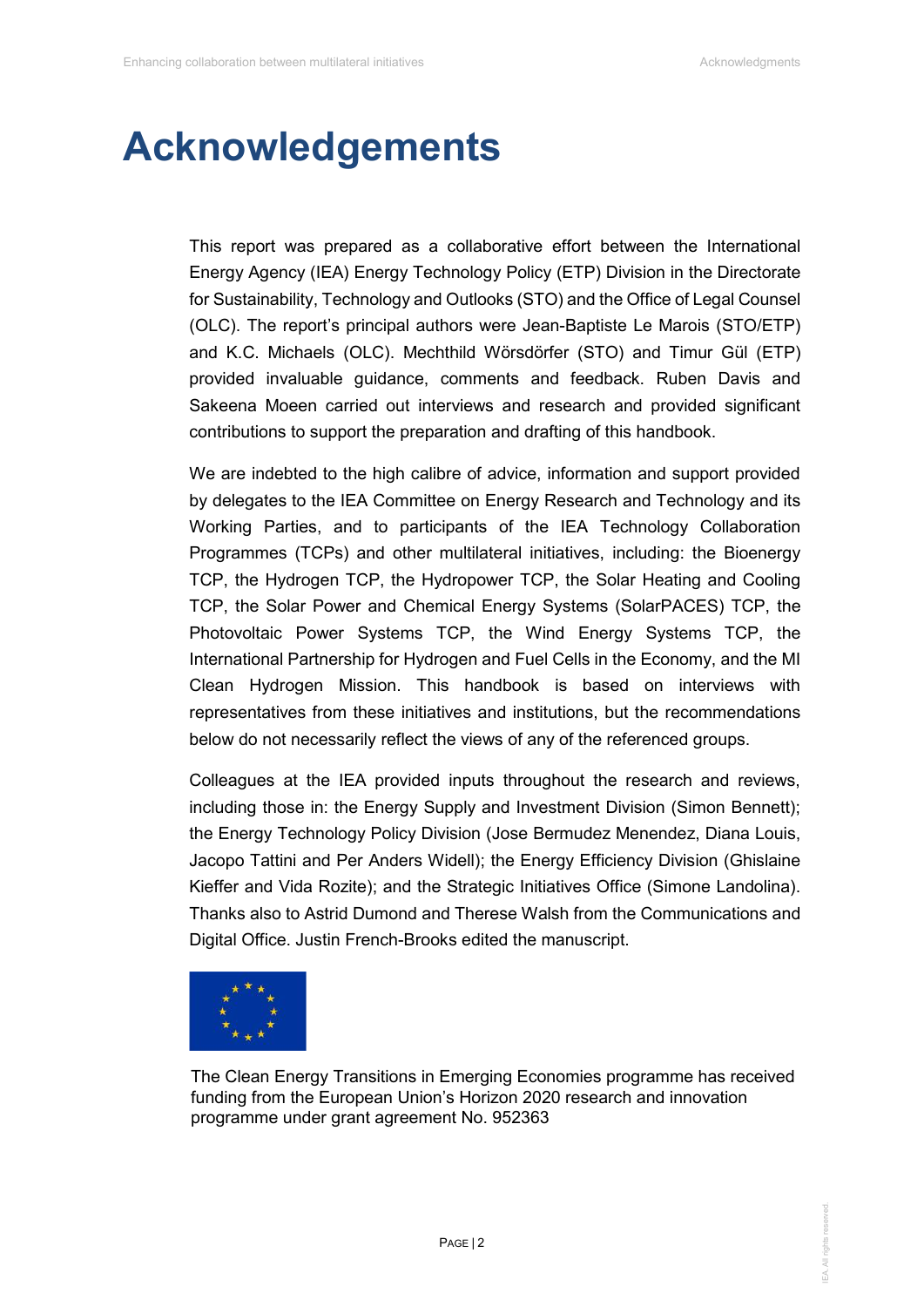# Acknowledgements

This report was prepared as a collaborative effort between the International Energy Agency (IEA) Energy Technology Policy (ETP) Division in the Directorate for Sustainability, Technology and Outlooks (STO) and the Office of Legal Counsel (OLC). The report's principal authors were Jean-Baptiste Le Marois (STO/ETP) and K.C. Michaels (OLC). Mechthild Wörsdörfer (STO) and Timur Gül (ETP) provided invaluable guidance, comments and feedback. Ruben Davis and Sakeena Moeen carried out interviews and research and provided significant contributions to support the preparation and drafting of this handbook.

We are indebted to the high calibre of advice, information and support provided by delegates to the IEA Committee on Energy Research and Technology and its Working Parties, and to participants of the IEA Technology Collaboration Programmes (TCPs) and other multilateral initiatives, including: the Bioenergy TCP, the Hydrogen TCP, the Hydropower TCP, the Solar Heating and Cooling TCP, the Solar Power and Chemical Energy Systems (SolarPACES) TCP, the Photovoltaic Power Systems TCP, the Wind Energy Systems TCP, the International Partnership for Hydrogen and Fuel Cells in the Economy, and the MI Clean Hydrogen Mission. This handbook is based on interviews with representatives from these initiatives and institutions, but the recommendations below do not necessarily reflect the views of any of the referenced groups.

Colleagues at the IEA provided inputs throughout the research and reviews, including those in: the Energy Supply and Investment Division (Simon Bennett); the Energy Technology Policy Division (Jose Bermudez Menendez, Diana Louis, Jacopo Tattini and Per Anders Widell); the Energy Efficiency Division (Ghislaine Kieffer and Vida Rozite); and the Strategic Initiatives Office (Simone Landolina). Thanks also to Astrid Dumond and Therese Walsh from the Communications and Digital Office. Justin French-Brooks edited the manuscript.

The Clean Energy Transitions in Emerging Economies programme has received funding from the European Union's Horizon 2020 research and innovation programme under grant agreement No. 952363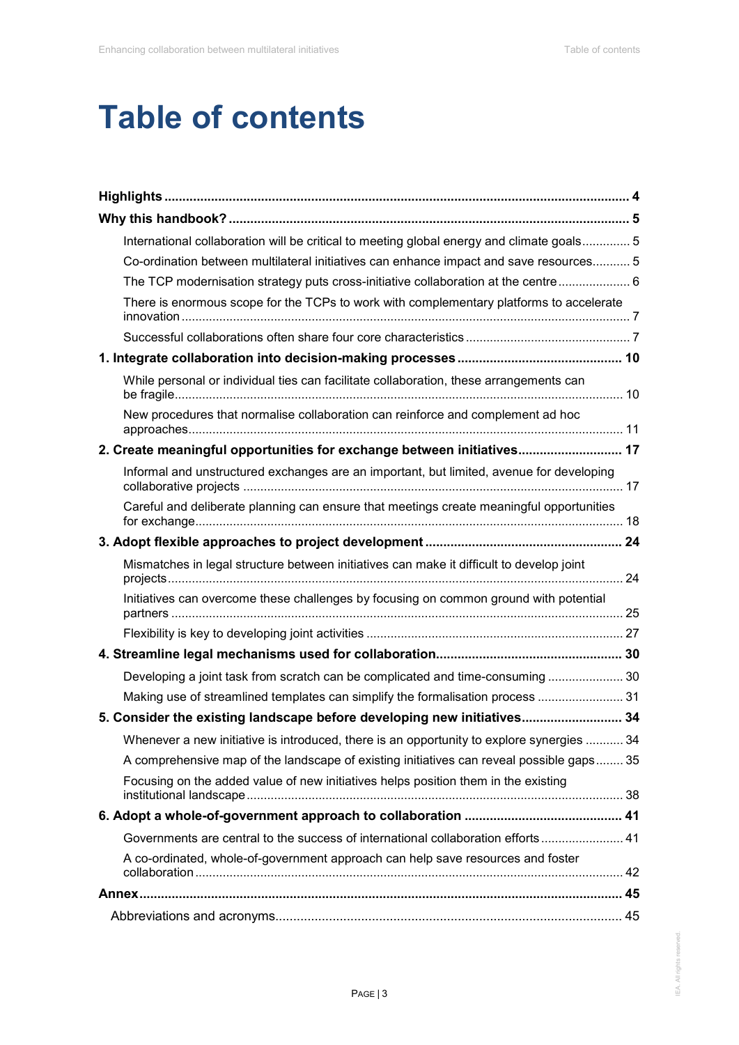# Table of contents

**Highlights** ..... **4**

**Why this handbook?** ..... **5**

- International collaboration will be critical to meeting global energy and climate goals ..... 5
- Co-ordination between multilateral initiatives can enhance impact and save resources ..... 5
- The TCP modernisation strategy puts cross-initiative collaboration at the centre ..... 6
- There is enormous scope for the TCPs to work with complementary platforms to accelerate innovation ..... 7
- Successful collaborations often share four core characteristics ..... 7

**1. Integrate collaboration into decision-making processes** ..... **10**

- While personal or individual ties can facilitate collaboration, these arrangements can be fragile ..... 10
- New procedures that normalise collaboration can reinforce and complement ad hoc approaches ..... 11

**2. Create meaningful opportunities for exchange between initiatives** ..... **17**

- Informal and unstructured exchanges are an important, but limited, avenue for developing collaborative projects ..... 17
- Careful and deliberate planning can ensure that meetings create meaningful opportunities for exchange ..... 18

**3. Adopt flexible approaches to project development** ..... **24**

- Mismatches in legal structure between initiatives can make it difficult to develop joint projects ..... 24
- Initiatives can overcome these challenges by focusing on common ground with potential partners ..... 25
- Flexibility is key to developing joint activities ..... 27

**4. Streamline legal mechanisms used for collaboration** ..... **30**

- Developing a joint task from scratch can be complicated and time-consuming ..... 30
- Making use of streamlined templates can simplify the formalisation process ..... 31

**5. Consider the existing landscape before developing new initiatives** ..... **34**

- Whenever a new initiative is introduced, there is an opportunity to explore synergies ..... 34
- A comprehensive map of the landscape of existing initiatives can reveal possible gaps ..... 35
- Focusing on the added value of new initiatives helps position them in the existing institutional landscape ..... 38

**6. Adopt a whole-of-government approach to collaboration** ..... **41**

- Governments are central to the success of international collaboration efforts ..... 41
- A co-ordinated, whole-of-government approach can help save resources and foster collaboration ..... 42

**Annex** ..... **45**

- Abbreviations and acronyms ..... 45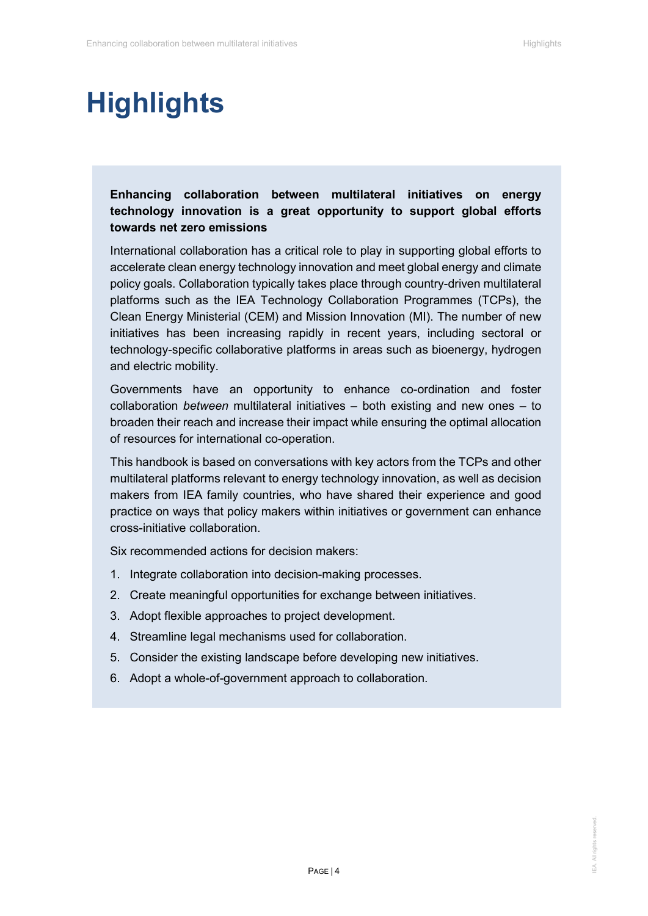# Highlights

**Enhancing collaboration between multilateral initiatives on energy technology innovation is a great opportunity to support global efforts towards net zero emissions**

International collaboration has a critical role to play in supporting global efforts to accelerate clean energy technology innovation and meet global energy and climate policy goals. Collaboration typically takes place through country-driven multilateral platforms such as the IEA Technology Collaboration Programmes (TCPs), the Clean Energy Ministerial (CEM) and Mission Innovation (MI). The number of new initiatives has been increasing rapidly in recent years, including sectoral or technology-specific collaborative platforms in areas such as bioenergy, hydrogen and electric mobility.

Governments have an opportunity to enhance co-ordination and foster collaboration *between* multilateral initiatives – both existing and new ones – to broaden their reach and increase their impact while ensuring the optimal allocation of resources for international co-operation.

This handbook is based on conversations with key actors from the TCPs and other multilateral platforms relevant to energy technology innovation, as well as decision makers from IEA family countries, who have shared their experience and good practice on ways that policy makers within initiatives or government can enhance cross-initiative collaboration.

Six recommended actions for decision makers:

1. Integrate collaboration into decision-making processes.
2. Create meaningful opportunities for exchange between initiatives.
3. Adopt flexible approaches to project development.
4. Streamline legal mechanisms used for collaboration.
5. Consider the existing landscape before developing new initiatives.
6. Adopt a whole-of-government approach to collaboration.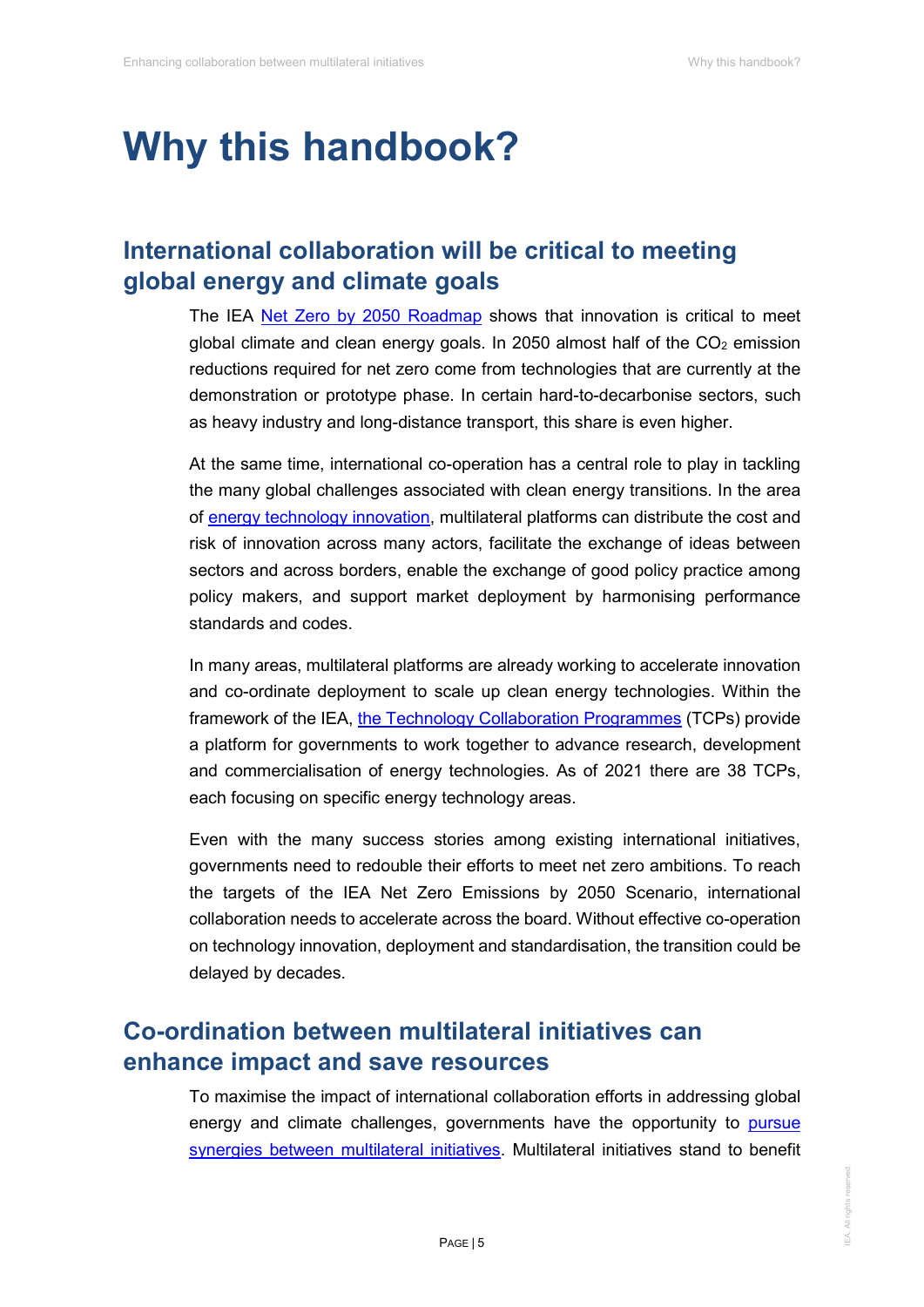# Why this handbook?

## International collaboration will be critical to meeting global energy and climate goals

The IEA [Net Zero by 2050 Roadmap] shows that innovation is critical to meet global climate and clean energy goals. In 2050 almost half of the $CO_2$ emission reductions required for net zero come from technologies that are currently at the demonstration or prototype phase. In certain hard-to-decarbonise sectors, such as heavy industry and long-distance transport, this share is even higher.

At the same time, international co-operation has a central role to play in tackling the many global challenges associated with clean energy transitions. In the area of energy technology innovation, multilateral platforms can distribute the cost and risk of innovation across many actors, facilitate the exchange of ideas between sectors and across borders, enable the exchange of good policy practice among policy makers, and support market deployment by harmonising performance standards and codes.

In many areas, multilateral platforms are already working to accelerate innovation and co-ordinate deployment to scale up clean energy technologies. Within the framework of the IEA, the Technology Collaboration Programmes (TCPs) provide a platform for governments to work together to advance research, development and commercialisation of energy technologies. As of 2021 there are 38 TCPs, each focusing on specific energy technology areas.

Even with the many success stories among existing international initiatives, governments need to redouble their efforts to meet net zero ambitions. To reach the targets of the IEA Net Zero Emissions by 2050 Scenario, international collaboration needs to accelerate across the board. Without effective co-operation on technology innovation, deployment and standardisation, the transition could be delayed by decades.

## Co-ordination between multilateral initiatives can enhance impact and save resources

To maximise the impact of international collaboration efforts in addressing global energy and climate challenges, governments have the opportunity to pursue synergies between multilateral initiatives. Multilateral initiatives stand to benefit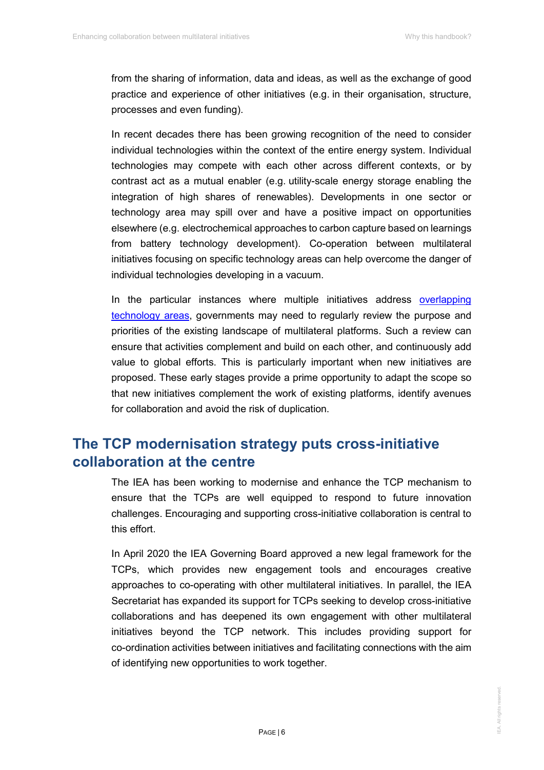from the sharing of information, data and ideas, as well as the exchange of good practice and experience of other initiatives (e.g. in their organisation, structure, processes and even funding).

In recent decades there has been growing recognition of the need to consider individual technologies within the context of the entire energy system. Individual technologies may compete with each other across different contexts, or by contrast act as a mutual enabler (e.g. utility-scale energy storage enabling the integration of high shares of renewables). Developments in one sector or technology area may spill over and have a positive impact on opportunities elsewhere (e.g. electrochemical approaches to carbon capture based on learnings from battery technology development). Co-operation between multilateral initiatives focusing on specific technology areas can help overcome the danger of individual technologies developing in a vacuum.

In the particular instances where multiple initiatives address overlapping technology areas, governments may need to regularly review the purpose and priorities of the existing landscape of multilateral platforms. Such a review can ensure that activities complement and build on each other, and continuously add value to global efforts. This is particularly important when new initiatives are proposed. These early stages provide a prime opportunity to adapt the scope so that new initiatives complement the work of existing platforms, identify avenues for collaboration and avoid the risk of duplication.

## The TCP modernisation strategy puts cross-initiative collaboration at the centre

The IEA has been working to modernise and enhance the TCP mechanism to ensure that the TCPs are well equipped to respond to future innovation challenges. Encouraging and supporting cross-initiative collaboration is central to this effort.

In April 2020 the IEA Governing Board approved a new legal framework for the TCPs, which provides new engagement tools and encourages creative approaches to co-operating with other multilateral initiatives. In parallel, the IEA Secretariat has expanded its support for TCPs seeking to develop cross-initiative collaborations and has deepened its own engagement with other multilateral initiatives beyond the TCP network. This includes providing support for co-ordination activities between initiatives and facilitating connections with the aim of identifying new opportunities to work together.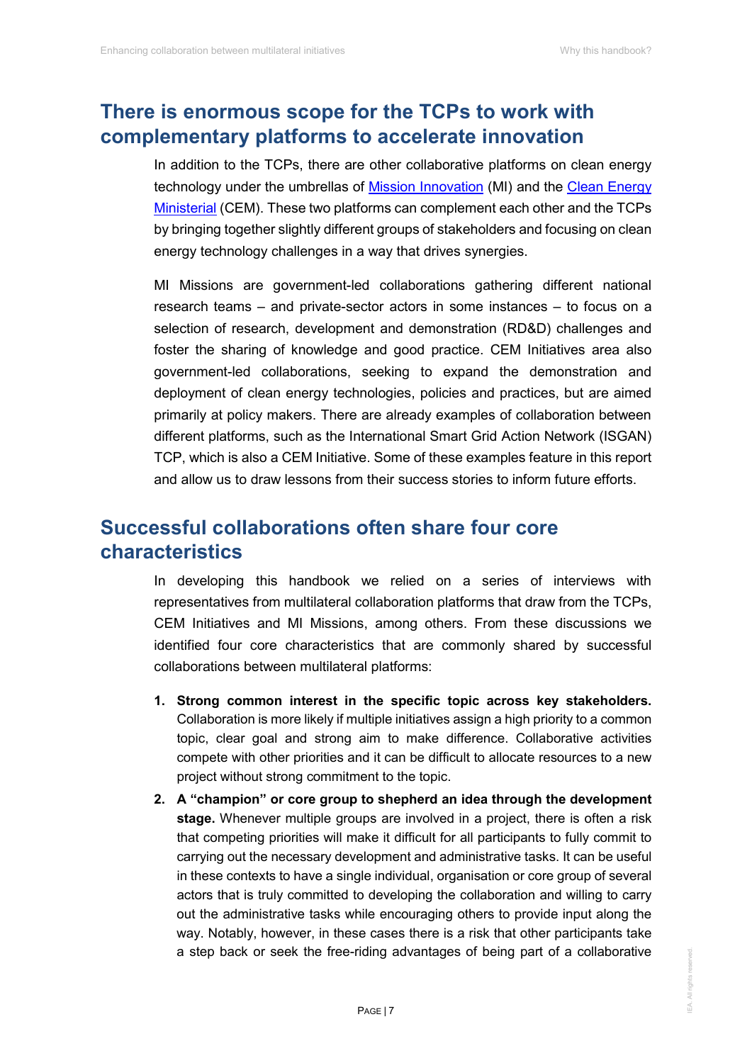## There is enormous scope for the TCPs to work with complementary platforms to accelerate innovation

In addition to the TCPs, there are other collaborative platforms on clean energy technology under the umbrellas of [Mission Innovation](#) (MI) and the [Clean Energy Ministerial](#) (CEM). These two platforms can complement each other and the TCPs by bringing together slightly different groups of stakeholders and focusing on clean energy technology challenges in a way that drives synergies.

MI Missions are government-led collaborations gathering different national research teams – and private-sector actors in some instances – to focus on a selection of research, development and demonstration (RD&D) challenges and foster the sharing of knowledge and good practice. CEM Initiatives area also government-led collaborations, seeking to expand the demonstration and deployment of clean energy technologies, policies and practices, but are aimed primarily at policy makers. There are already examples of collaboration between different platforms, such as the International Smart Grid Action Network (ISGAN) TCP, which is also a CEM Initiative. Some of these examples feature in this report and allow us to draw lessons from their success stories to inform future efforts.

## Successful collaborations often share four core characteristics

In developing this handbook we relied on a series of interviews with representatives from multilateral collaboration platforms that draw from the TCPs, CEM Initiatives and MI Missions, among others. From these discussions we identified four core characteristics that are commonly shared by successful collaborations between multilateral platforms:

1. **Strong common interest in the specific topic across key stakeholders.** Collaboration is more likely if multiple initiatives assign a high priority to a common topic, clear goal and strong aim to make difference. Collaborative activities compete with other priorities and it can be difficult to allocate resources to a new project without strong commitment to the topic.
2. **A "champion" or core group to shepherd an idea through the development stage.** Whenever multiple groups are involved in a project, there is often a risk that competing priorities will make it difficult for all participants to fully commit to carrying out the necessary development and administrative tasks. It can be useful in these contexts to have a single individual, organisation or core group of several actors that is truly committed to developing the collaboration and willing to carry out the administrative tasks while encouraging others to provide input along the way. Notably, however, in these cases there is a risk that other participants take a step back or seek the free-riding advantages of being part of a collaborative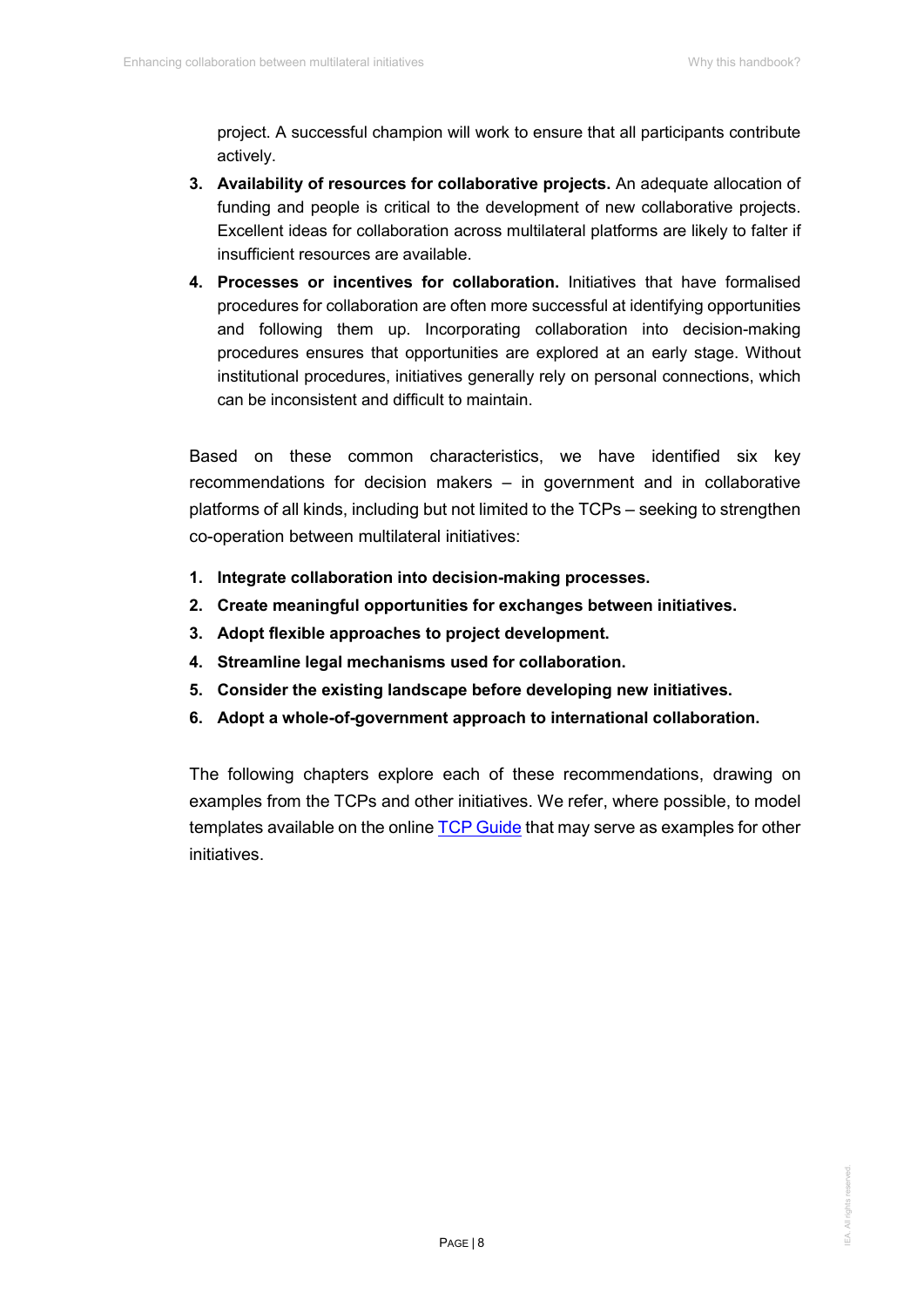project. A successful champion will work to ensure that all participants contribute actively.

3. **Availability of resources for collaborative projects.** An adequate allocation of funding and people is critical to the development of new collaborative projects. Excellent ideas for collaboration across multilateral platforms are likely to falter if insufficient resources are available.
4. **Processes or incentives for collaboration.** Initiatives that have formalised procedures for collaboration are often more successful at identifying opportunities and following them up. Incorporating collaboration into decision-making procedures ensures that opportunities are explored at an early stage. Without institutional procedures, initiatives generally rely on personal connections, which can be inconsistent and difficult to maintain.

Based on these common characteristics, we have identified six key recommendations for decision makers – in government and in collaborative platforms of all kinds, including but not limited to the TCPs – seeking to strengthen co-operation between multilateral initiatives:

1. **Integrate collaboration into decision-making processes.**
2. **Create meaningful opportunities for exchanges between initiatives.**
3. **Adopt flexible approaches to project development.**
4. **Streamline legal mechanisms used for collaboration.**
5. **Consider the existing landscape before developing new initiatives.**
6. **Adopt a whole-of-government approach to international collaboration.**

The following chapters explore each of these recommendations, drawing on examples from the TCPs and other initiatives. We refer, where possible, to model templates available on the online [TCP Guide](#) that may serve as examples for other initiatives.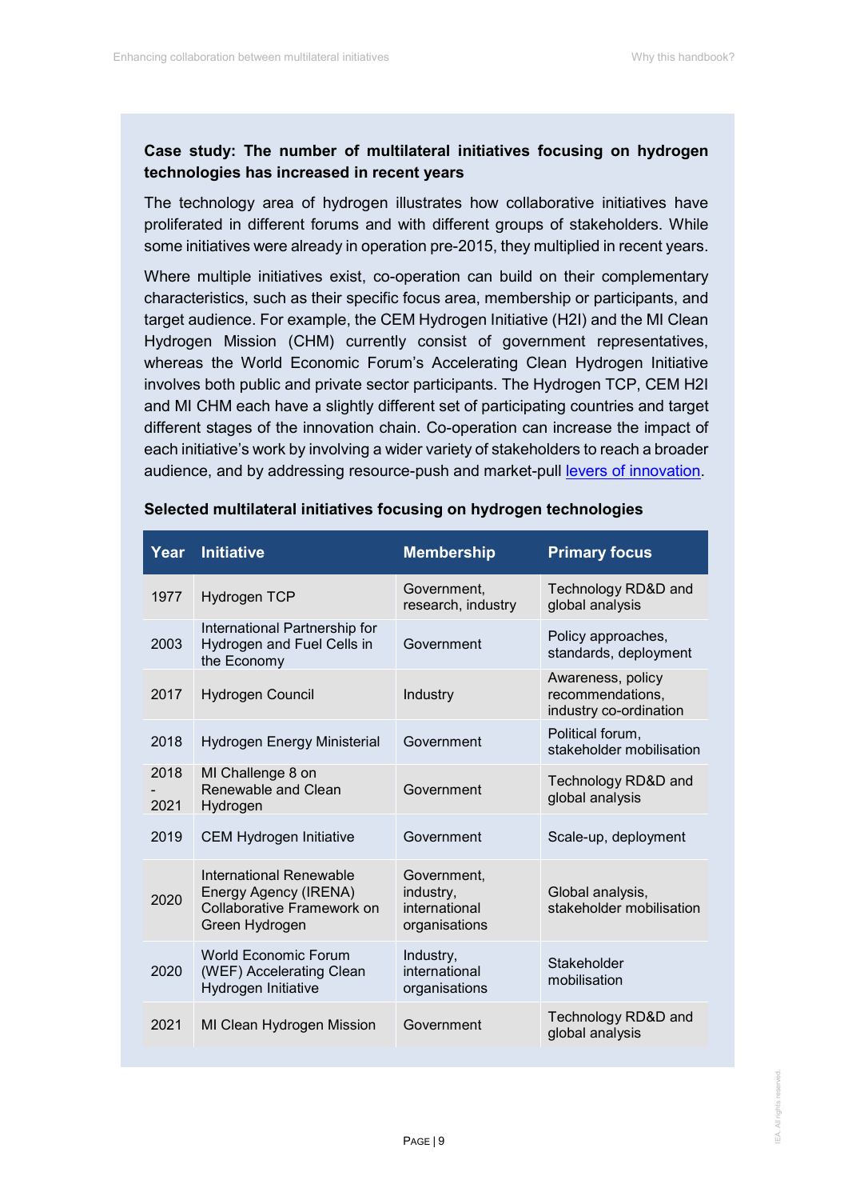**Case study: The number of multilateral initiatives focusing on hydrogen technologies has increased in recent years**

The technology area of hydrogen illustrates how collaborative initiatives have proliferated in different forums and with different groups of stakeholders. While some initiatives were already in operation pre-2015, they multiplied in recent years.

Where multiple initiatives exist, co-operation can build on their complementary characteristics, such as their specific focus area, membership or participants, and target audience. For example, the CEM Hydrogen Initiative (H2I) and the MI Clean Hydrogen Mission (CHM) currently consist of government representatives, whereas the World Economic Forum's Accelerating Clean Hydrogen Initiative involves both public and private sector participants. The Hydrogen TCP, CEM H2I and MI CHM each have a slightly different set of participating countries and target different stages of the innovation chain. Co-operation can increase the impact of each initiative's work by involving a wider variety of stakeholders to reach a broader audience, and by addressing resource-push and market-pull levers of innovation.

**Selected multilateral initiatives focusing on hydrogen technologies**

| Year | Initiative | Membership | Primary focus |
|---|---|---|---|
| 1977 | Hydrogen TCP | Government, research, industry | Technology RD&D and global analysis |
| 2003 | International Partnership for Hydrogen and Fuel Cells in the Economy | Government | Policy approaches, standards, deployment |
| 2017 | Hydrogen Council | Industry | Awareness, policy recommendations, industry co-ordination |
| 2018 | Hydrogen Energy Ministerial | Government | Political forum, stakeholder mobilisation |
| 2018 - 2021 | MI Challenge 8 on Renewable and Clean Hydrogen | Government | Technology RD&D and global analysis |
| 2019 | CEM Hydrogen Initiative | Government | Scale-up, deployment |
| 2020 | International Renewable Energy Agency (IRENA) Collaborative Framework on Green Hydrogen | Government, industry, international organisations | Global analysis, stakeholder mobilisation |
| 2020 | World Economic Forum (WEF) Accelerating Clean Hydrogen Initiative | Industry, international organisations | Stakeholder mobilisation |
| 2021 | MI Clean Hydrogen Mission | Government | Technology RD&D and global analysis |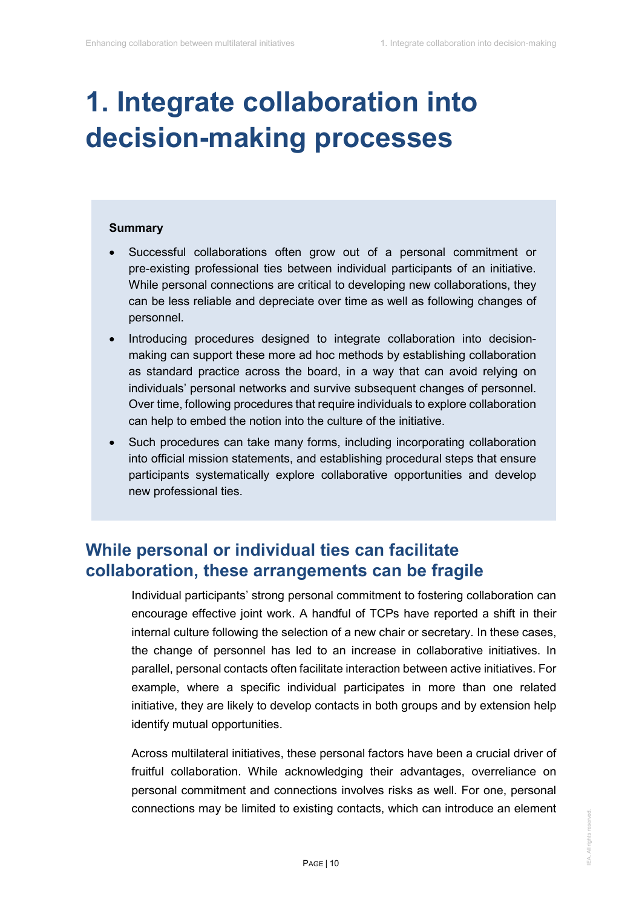# 1. Integrate collaboration into decision-making processes

**Summary**

- Successful collaborations often grow out of a personal commitment or pre-existing professional ties between individual participants of an initiative. While personal connections are critical to developing new collaborations, they can be less reliable and depreciate over time as well as following changes of personnel.
- Introducing procedures designed to integrate collaboration into decision-making can support these more ad hoc methods by establishing collaboration as standard practice across the board, in a way that can avoid relying on individuals' personal networks and survive subsequent changes of personnel. Over time, following procedures that require individuals to explore collaboration can help to embed the notion into the culture of the initiative.
- Such procedures can take many forms, including incorporating collaboration into official mission statements, and establishing procedural steps that ensure participants systematically explore collaborative opportunities and develop new professional ties.

## While personal or individual ties can facilitate collaboration, these arrangements can be fragile

Individual participants' strong personal commitment to fostering collaboration can encourage effective joint work. A handful of TCPs have reported a shift in their internal culture following the selection of a new chair or secretary. In these cases, the change of personnel has led to an increase in collaborative initiatives. In parallel, personal contacts often facilitate interaction between active initiatives. For example, where a specific individual participates in more than one related initiative, they are likely to develop contacts in both groups and by extension help identify mutual opportunities.

Across multilateral initiatives, these personal factors have been a crucial driver of fruitful collaboration. While acknowledging their advantages, overreliance on personal commitment and connections involves risks as well. For one, personal connections may be limited to existing contacts, which can introduce an element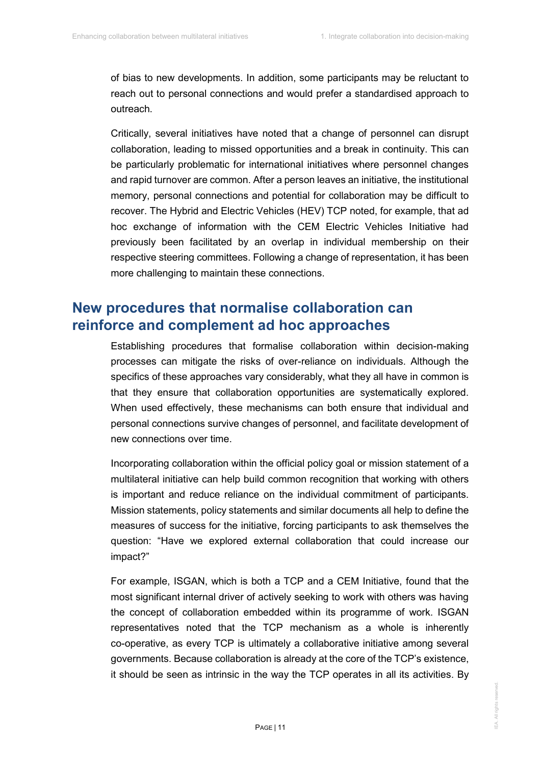of bias to new developments. In addition, some participants may be reluctant to reach out to personal connections and would prefer a standardised approach to outreach.

Critically, several initiatives have noted that a change of personnel can disrupt collaboration, leading to missed opportunities and a break in continuity. This can be particularly problematic for international initiatives where personnel changes and rapid turnover are common. After a person leaves an initiative, the institutional memory, personal connections and potential for collaboration may be difficult to recover. The Hybrid and Electric Vehicles (HEV) TCP noted, for example, that ad hoc exchange of information with the CEM Electric Vehicles Initiative had previously been facilitated by an overlap in individual membership on their respective steering committees. Following a change of representation, it has been more challenging to maintain these connections.

## New procedures that normalise collaboration can reinforce and complement ad hoc approaches

Establishing procedures that formalise collaboration within decision-making processes can mitigate the risks of over-reliance on individuals. Although the specifics of these approaches vary considerably, what they all have in common is that they ensure that collaboration opportunities are systematically explored. When used effectively, these mechanisms can both ensure that individual and personal connections survive changes of personnel, and facilitate development of new connections over time.

Incorporating collaboration within the official policy goal or mission statement of a multilateral initiative can help build common recognition that working with others is important and reduce reliance on the individual commitment of participants. Mission statements, policy statements and similar documents all help to define the measures of success for the initiative, forcing participants to ask themselves the question: "Have we explored external collaboration that could increase our impact?"

For example, ISGAN, which is both a TCP and a CEM Initiative, found that the most significant internal driver of actively seeking to work with others was having the concept of collaboration embedded within its programme of work. ISGAN representatives noted that the TCP mechanism as a whole is inherently co-operative, as every TCP is ultimately a collaborative initiative among several governments. Because collaboration is already at the core of the TCP's existence, it should be seen as intrinsic in the way the TCP operates in all its activities. By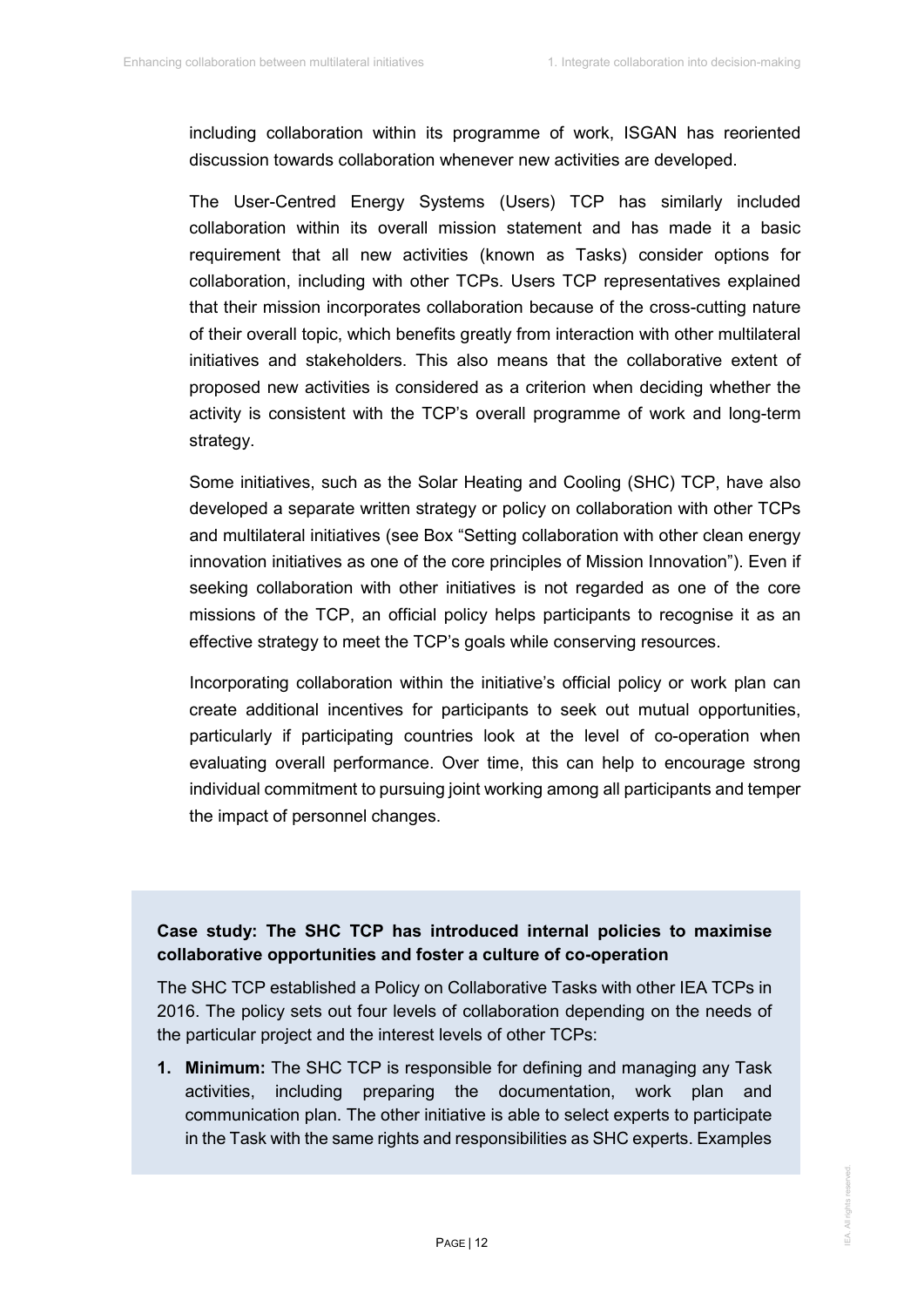including collaboration within its programme of work, ISGAN has reoriented discussion towards collaboration whenever new activities are developed.

The User-Centred Energy Systems (Users) TCP has similarly included collaboration within its overall mission statement and has made it a basic requirement that all new activities (known as Tasks) consider options for collaboration, including with other TCPs. Users TCP representatives explained that their mission incorporates collaboration because of the cross-cutting nature of their overall topic, which benefits greatly from interaction with other multilateral initiatives and stakeholders. This also means that the collaborative extent of proposed new activities is considered as a criterion when deciding whether the activity is consistent with the TCP's overall programme of work and long-term strategy.

Some initiatives, such as the Solar Heating and Cooling (SHC) TCP, have also developed a separate written strategy or policy on collaboration with other TCPs and multilateral initiatives (see Box "Setting collaboration with other clean energy innovation initiatives as one of the core principles of Mission Innovation"). Even if seeking collaboration with other initiatives is not regarded as one of the core missions of the TCP, an official policy helps participants to recognise it as an effective strategy to meet the TCP's goals while conserving resources.

Incorporating collaboration within the initiative's official policy or work plan can create additional incentives for participants to seek out mutual opportunities, particularly if participating countries look at the level of co-operation when evaluating overall performance. Over time, this can help to encourage strong individual commitment to pursuing joint working among all participants and temper the impact of personnel changes.

**Case study: The SHC TCP has introduced internal policies to maximise collaborative opportunities and foster a culture of co-operation**

The SHC TCP established a Policy on Collaborative Tasks with other IEA TCPs in 2016. The policy sets out four levels of collaboration depending on the needs of the particular project and the interest levels of other TCPs:

1. **Minimum:** The SHC TCP is responsible for defining and managing any Task activities, including preparing the documentation, work plan and communication plan. The other initiative is able to select experts to participate in the Task with the same rights and responsibilities as SHC experts. Examples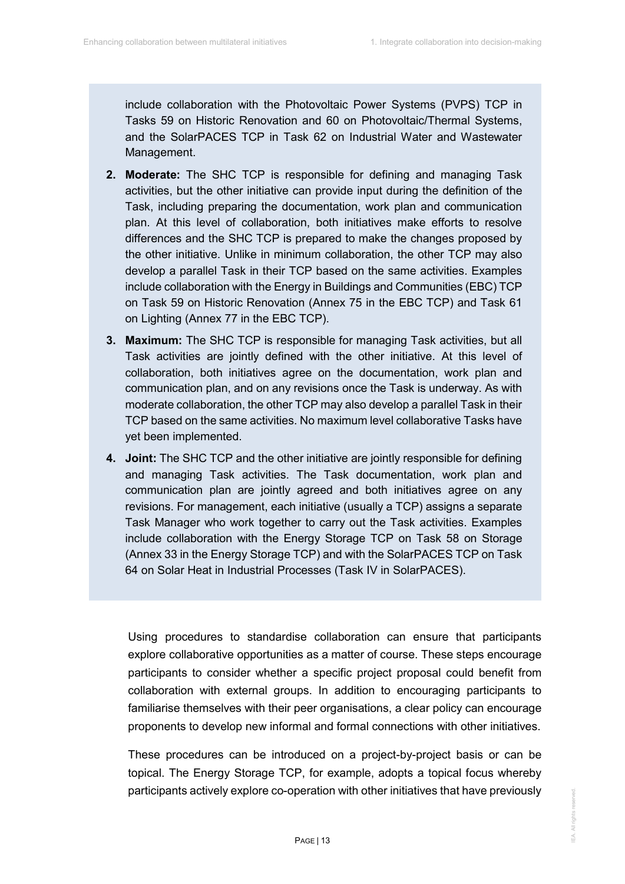include collaboration with the Photovoltaic Power Systems (PVPS) TCP in Tasks 59 on Historic Renovation and 60 on Photovoltaic/Thermal Systems, and the SolarPACES TCP in Task 62 on Industrial Water and Wastewater Management.

2. **Moderate:** The SHC TCP is responsible for defining and managing Task activities, but the other initiative can provide input during the definition of the Task, including preparing the documentation, work plan and communication plan. At this level of collaboration, both initiatives make efforts to resolve differences and the SHC TCP is prepared to make the changes proposed by the other initiative. Unlike in minimum collaboration, the other TCP may also develop a parallel Task in their TCP based on the same activities. Examples include collaboration with the Energy in Buildings and Communities (EBC) TCP on Task 59 on Historic Renovation (Annex 75 in the EBC TCP) and Task 61 on Lighting (Annex 77 in the EBC TCP).
3. **Maximum:** The SHC TCP is responsible for managing Task activities, but all Task activities are jointly defined with the other initiative. At this level of collaboration, both initiatives agree on the documentation, work plan and communication plan, and on any revisions once the Task is underway. As with moderate collaboration, the other TCP may also develop a parallel Task in their TCP based on the same activities. No maximum level collaborative Tasks have yet been implemented.
4. **Joint:** The SHC TCP and the other initiative are jointly responsible for defining and managing Task activities. The Task documentation, work plan and communication plan are jointly agreed and both initiatives agree on any revisions. For management, each initiative (usually a TCP) assigns a separate Task Manager who work together to carry out the Task activities. Examples include collaboration with the Energy Storage TCP on Task 58 on Storage (Annex 33 in the Energy Storage TCP) and with the SolarPACES TCP on Task 64 on Solar Heat in Industrial Processes (Task IV in SolarPACES).

Using procedures to standardise collaboration can ensure that participants explore collaborative opportunities as a matter of course. These steps encourage participants to consider whether a specific project proposal could benefit from collaboration with external groups. In addition to encouraging participants to familiarise themselves with their peer organisations, a clear policy can encourage proponents to develop new informal and formal connections with other initiatives.

These procedures can be introduced on a project-by-project basis or can be topical. The Energy Storage TCP, for example, adopts a topical focus whereby participants actively explore co-operation with other initiatives that have previously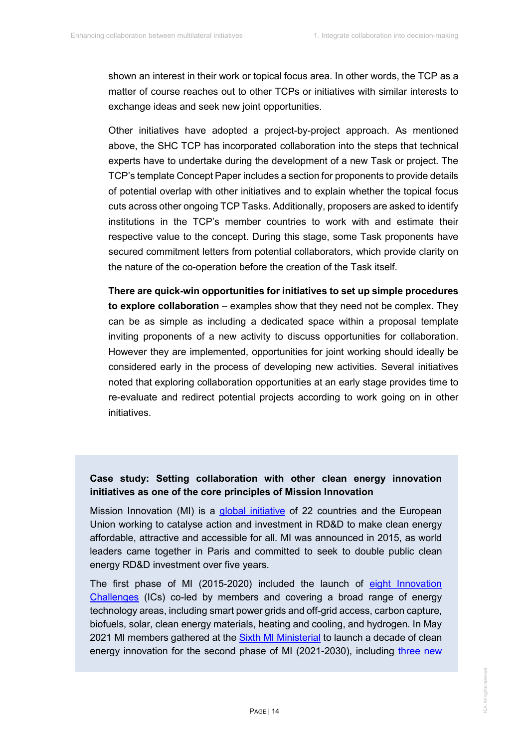shown an interest in their work or topical focus area. In other words, the TCP as a matter of course reaches out to other TCPs or initiatives with similar interests to exchange ideas and seek new joint opportunities.

Other initiatives have adopted a project-by-project approach. As mentioned above, the SHC TCP has incorporated collaboration into the steps that technical experts have to undertake during the development of a new Task or project. The TCP's template Concept Paper includes a section for proponents to provide details of potential overlap with other initiatives and to explain whether the topical focus cuts across other ongoing TCP Tasks. Additionally, proposers are asked to identify institutions in the TCP's member countries to work with and estimate their respective value to the concept. During this stage, some Task proponents have secured commitment letters from potential collaborators, which provide clarity on the nature of the co-operation before the creation of the Task itself.

**There are quick-win opportunities for initiatives to set up simple procedures to explore collaboration** – examples show that they need not be complex. They can be as simple as including a dedicated space within a proposal template inviting proponents of a new activity to discuss opportunities for collaboration. However they are implemented, opportunities for joint working should ideally be considered early in the process of developing new activities. Several initiatives noted that exploring collaboration opportunities at an early stage provides time to re-evaluate and redirect potential projects according to work going on in other initiatives.

**Case study: Setting collaboration with other clean energy innovation initiatives as one of the core principles of Mission Innovation**

Mission Innovation (MI) is a global initiative of 22 countries and the European Union working to catalyse action and investment in RD&D to make clean energy affordable, attractive and accessible for all. MI was announced in 2015, as world leaders came together in Paris and committed to seek to double public clean energy RD&D investment over five years.

The first phase of MI (2015-2020) included the launch of eight Innovation Challenges (ICs) co-led by members and covering a broad range of energy technology areas, including smart power grids and off-grid access, carbon capture, biofuels, solar, clean energy materials, heating and cooling, and hydrogen. In May 2021 MI members gathered at the Sixth MI Ministerial to launch a decade of clean energy innovation for the second phase of MI (2021-2030), including three new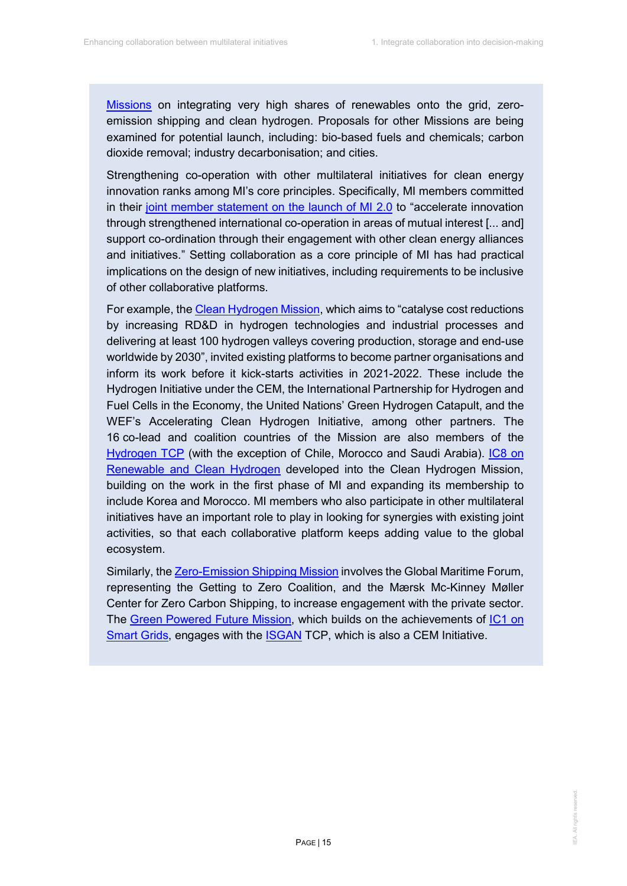Missions on integrating very high shares of renewables onto the grid, zero-emission shipping and clean hydrogen. Proposals for other Missions are being examined for potential launch, including: bio-based fuels and chemicals; carbon dioxide removal; industry decarbonisation; and cities.

Strengthening co-operation with other multilateral initiatives for clean energy innovation ranks among MI's core principles. Specifically, MI members committed in their joint member statement on the launch of MI 2.0 to "accelerate innovation through strengthened international co-operation in areas of mutual interest [... and] support co-ordination through their engagement with other clean energy alliances and initiatives." Setting collaboration as a core principle of MI has had practical implications on the design of new initiatives, including requirements to be inclusive of other collaborative platforms.

For example, the Clean Hydrogen Mission, which aims to "catalyse cost reductions by increasing RD&D in hydrogen technologies and industrial processes and delivering at least 100 hydrogen valleys covering production, storage and end-use worldwide by 2030", invited existing platforms to become partner organisations and inform its work before it kick-starts activities in 2021-2022. These include the Hydrogen Initiative under the CEM, the International Partnership for Hydrogen and Fuel Cells in the Economy, the United Nations' Green Hydrogen Catapult, and the WEF's Accelerating Clean Hydrogen Initiative, among other partners. The 16 co-lead and coalition countries of the Mission are also members of the Hydrogen TCP (with the exception of Chile, Morocco and Saudi Arabia). IC8 on Renewable and Clean Hydrogen developed into the Clean Hydrogen Mission, building on the work in the first phase of MI and expanding its membership to include Korea and Morocco. MI members who also participate in other multilateral initiatives have an important role to play in looking for synergies with existing joint activities, so that each collaborative platform keeps adding value to the global ecosystem.

Similarly, the Zero-Emission Shipping Mission involves the Global Maritime Forum, representing the Getting to Zero Coalition, and the Mærsk Mc-Kinney Møller Center for Zero Carbon Shipping, to increase engagement with the private sector. The Green Powered Future Mission, which builds on the achievements of IC1 on Smart Grids, engages with the ISGAN TCP, which is also a CEM Initiative.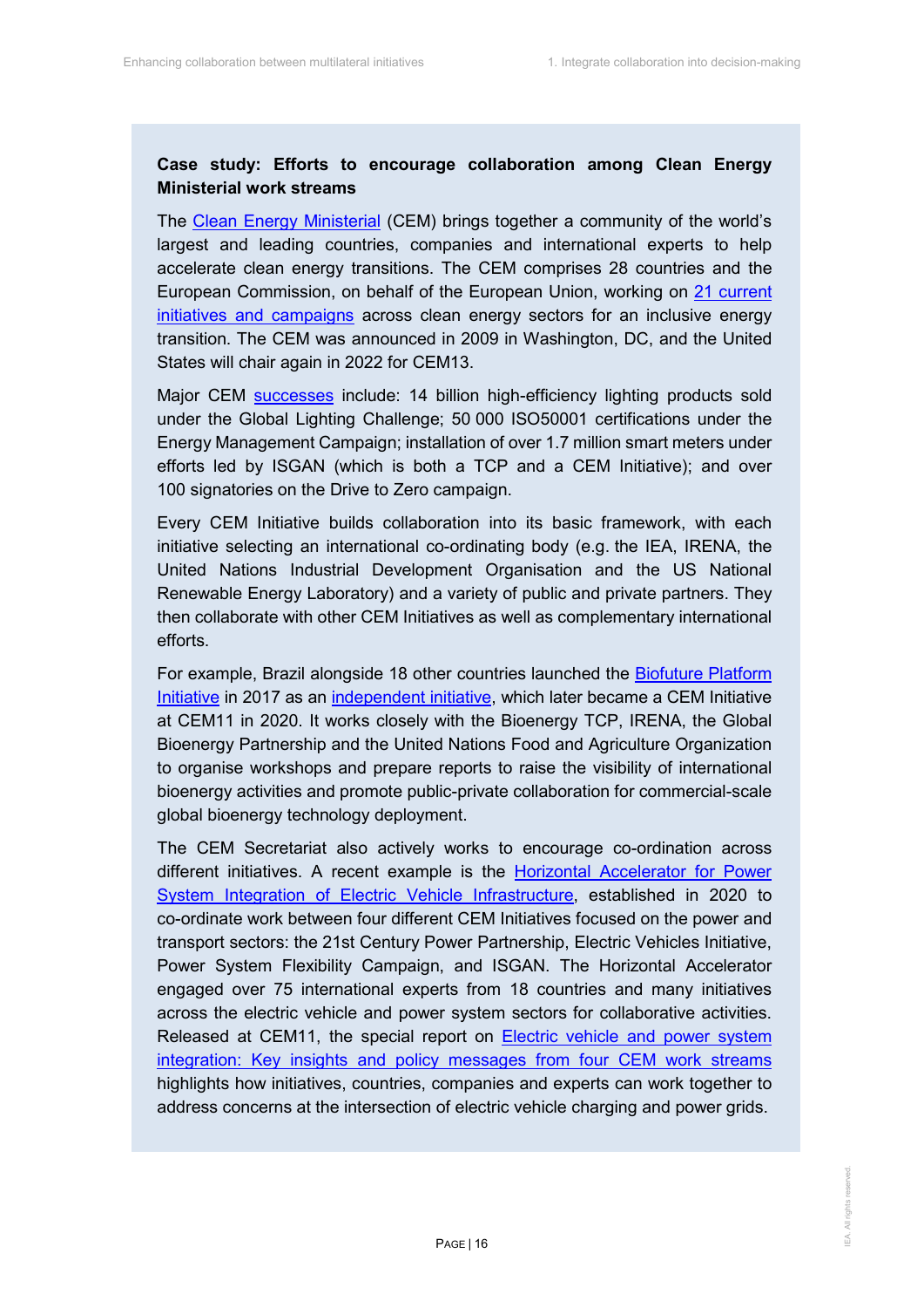**Case study: Efforts to encourage collaboration among Clean Energy Ministerial work streams**

The Clean Energy Ministerial (CEM) brings together a community of the world's largest and leading countries, companies and international experts to help accelerate clean energy transitions. The CEM comprises 28 countries and the European Commission, on behalf of the European Union, working on 21 current initiatives and campaigns across clean energy sectors for an inclusive energy transition. The CEM was announced in 2009 in Washington, DC, and the United States will chair again in 2022 for CEM13.

Major CEM successes include: 14 billion high-efficiency lighting products sold under the Global Lighting Challenge; 50 000 ISO50001 certifications under the Energy Management Campaign; installation of over 1.7 million smart meters under efforts led by ISGAN (which is both a TCP and a CEM Initiative); and over 100 signatories on the Drive to Zero campaign.

Every CEM Initiative builds collaboration into its basic framework, with each initiative selecting an international co-ordinating body (e.g. the IEA, IRENA, the United Nations Industrial Development Organisation and the US National Renewable Energy Laboratory) and a variety of public and private partners. They then collaborate with other CEM Initiatives as well as complementary international efforts.

For example, Brazil alongside 18 other countries launched the Biofuture Platform Initiative in 2017 as an independent initiative, which later became a CEM Initiative at CEM11 in 2020. It works closely with the Bioenergy TCP, IRENA, the Global Bioenergy Partnership and the United Nations Food and Agriculture Organization to organise workshops and prepare reports to raise the visibility of international bioenergy activities and promote public-private collaboration for commercial-scale global bioenergy technology deployment.

The CEM Secretariat also actively works to encourage co-ordination across different initiatives. A recent example is the Horizontal Accelerator for Power System Integration of Electric Vehicle Infrastructure, established in 2020 to co-ordinate work between four different CEM Initiatives focused on the power and transport sectors: the 21st Century Power Partnership, Electric Vehicles Initiative, Power System Flexibility Campaign, and ISGAN. The Horizontal Accelerator engaged over 75 international experts from 18 countries and many initiatives across the electric vehicle and power system sectors for collaborative activities. Released at CEM11, the special report on Electric vehicle and power system integration: Key insights and policy messages from four CEM work streams highlights how initiatives, countries, companies and experts can work together to address concerns at the intersection of electric vehicle charging and power grids.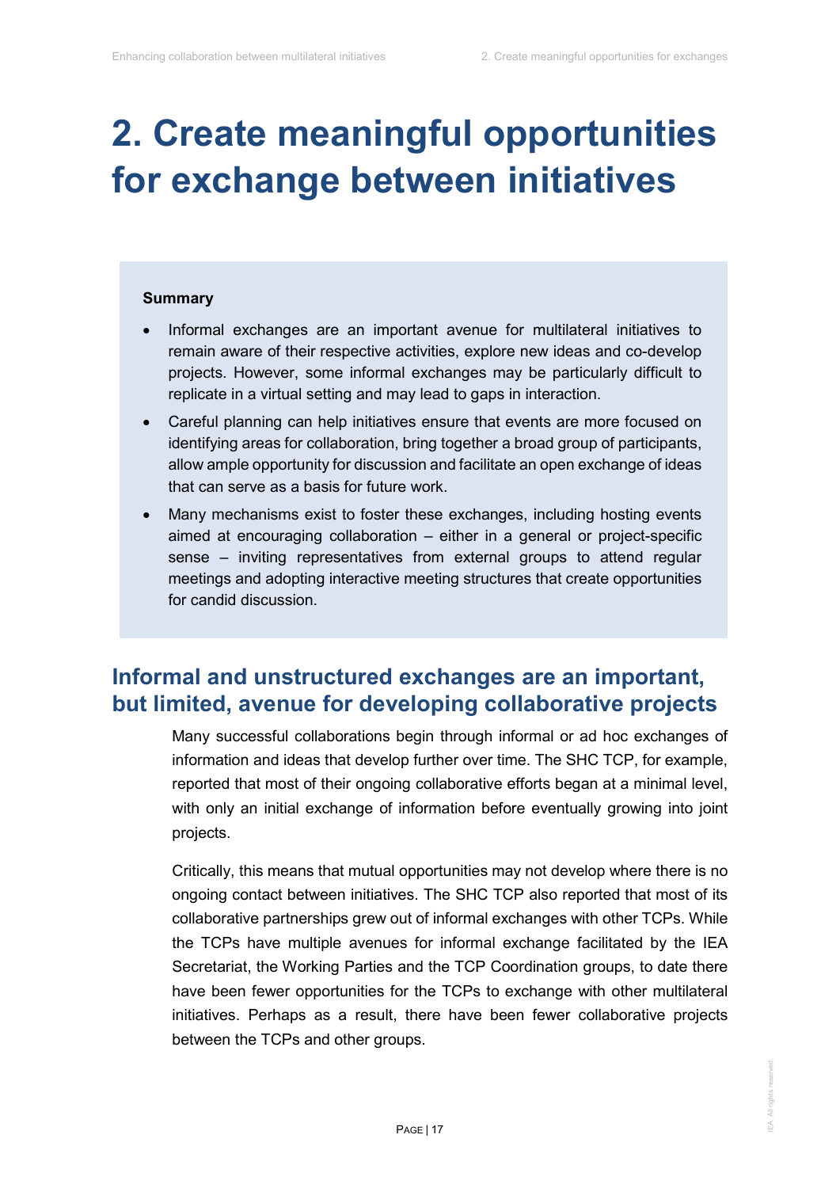# 2. Create meaningful opportunities for exchange between initiatives

**Summary**

- Informal exchanges are an important avenue for multilateral initiatives to remain aware of their respective activities, explore new ideas and co-develop projects. However, some informal exchanges may be particularly difficult to replicate in a virtual setting and may lead to gaps in interaction.
- Careful planning can help initiatives ensure that events are more focused on identifying areas for collaboration, bring together a broad group of participants, allow ample opportunity for discussion and facilitate an open exchange of ideas that can serve as a basis for future work.
- Many mechanisms exist to foster these exchanges, including hosting events aimed at encouraging collaboration – either in a general or project-specific sense – inviting representatives from external groups to attend regular meetings and adopting interactive meeting structures that create opportunities for candid discussion.

## Informal and unstructured exchanges are an important, but limited, avenue for developing collaborative projects

Many successful collaborations begin through informal or ad hoc exchanges of information and ideas that develop further over time. The SHC TCP, for example, reported that most of their ongoing collaborative efforts began at a minimal level, with only an initial exchange of information before eventually growing into joint projects.

Critically, this means that mutual opportunities may not develop where there is no ongoing contact between initiatives. The SHC TCP also reported that most of its collaborative partnerships grew out of informal exchanges with other TCPs. While the TCPs have multiple avenues for informal exchange facilitated by the IEA Secretariat, the Working Parties and the TCP Coordination groups, to date there have been fewer opportunities for the TCPs to exchange with other multilateral initiatives. Perhaps as a result, there have been fewer collaborative projects between the TCPs and other groups.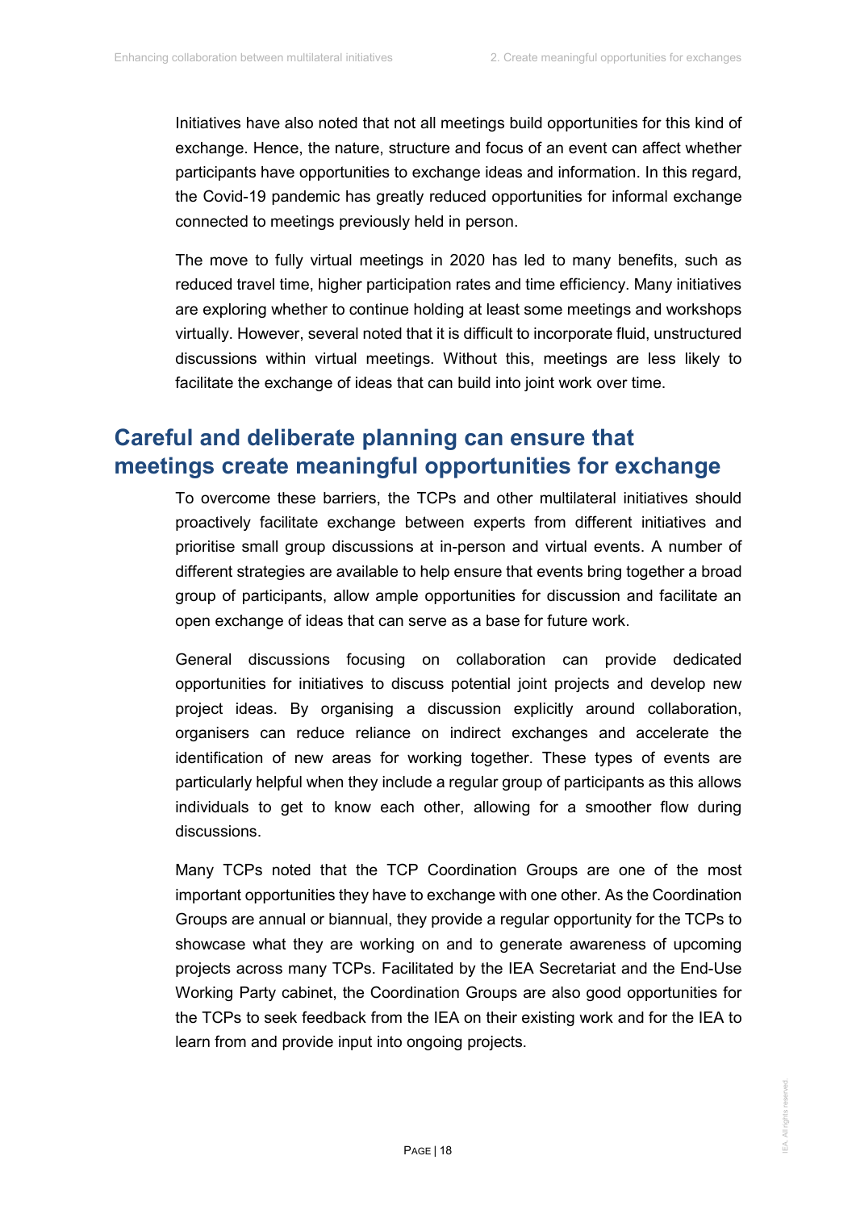Initiatives have also noted that not all meetings build opportunities for this kind of exchange. Hence, the nature, structure and focus of an event can affect whether participants have opportunities to exchange ideas and information. In this regard, the Covid-19 pandemic has greatly reduced opportunities for informal exchange connected to meetings previously held in person.

The move to fully virtual meetings in 2020 has led to many benefits, such as reduced travel time, higher participation rates and time efficiency. Many initiatives are exploring whether to continue holding at least some meetings and workshops virtually. However, several noted that it is difficult to incorporate fluid, unstructured discussions within virtual meetings. Without this, meetings are less likely to facilitate the exchange of ideas that can build into joint work over time.

## Careful and deliberate planning can ensure that meetings create meaningful opportunities for exchange

To overcome these barriers, the TCPs and other multilateral initiatives should proactively facilitate exchange between experts from different initiatives and prioritise small group discussions at in-person and virtual events. A number of different strategies are available to help ensure that events bring together a broad group of participants, allow ample opportunities for discussion and facilitate an open exchange of ideas that can serve as a base for future work.

General discussions focusing on collaboration can provide dedicated opportunities for initiatives to discuss potential joint projects and develop new project ideas. By organising a discussion explicitly around collaboration, organisers can reduce reliance on indirect exchanges and accelerate the identification of new areas for working together. These types of events are particularly helpful when they include a regular group of participants as this allows individuals to get to know each other, allowing for a smoother flow during discussions.

Many TCPs noted that the TCP Coordination Groups are one of the most important opportunities they have to exchange with one other. As the Coordination Groups are annual or biannual, they provide a regular opportunity for the TCPs to showcase what they are working on and to generate awareness of upcoming projects across many TCPs. Facilitated by the IEA Secretariat and the End-Use Working Party cabinet, the Coordination Groups are also good opportunities for the TCPs to seek feedback from the IEA on their existing work and for the IEA to learn from and provide input into ongoing projects.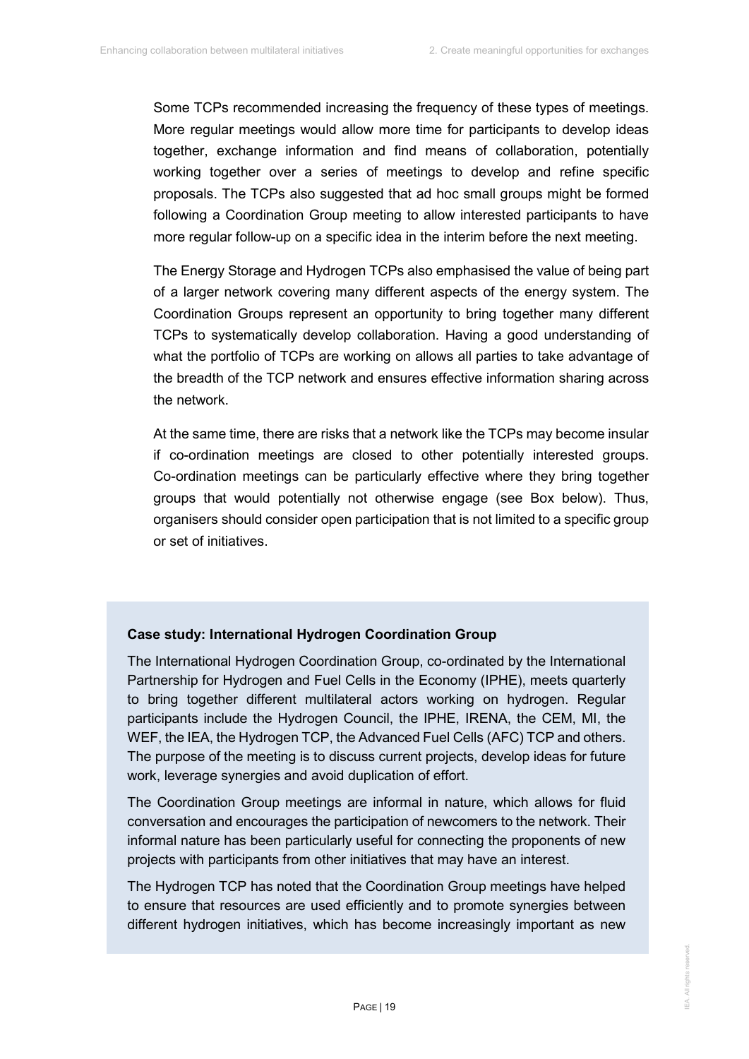Some TCPs recommended increasing the frequency of these types of meetings. More regular meetings would allow more time for participants to develop ideas together, exchange information and find means of collaboration, potentially working together over a series of meetings to develop and refine specific proposals. The TCPs also suggested that ad hoc small groups might be formed following a Coordination Group meeting to allow interested participants to have more regular follow-up on a specific idea in the interim before the next meeting.

The Energy Storage and Hydrogen TCPs also emphasised the value of being part of a larger network covering many different aspects of the energy system. The Coordination Groups represent an opportunity to bring together many different TCPs to systematically develop collaboration. Having a good understanding of what the portfolio of TCPs are working on allows all parties to take advantage of the breadth of the TCP network and ensures effective information sharing across the network.

At the same time, there are risks that a network like the TCPs may become insular if co-ordination meetings are closed to other potentially interested groups. Co-ordination meetings can be particularly effective where they bring together groups that would potentially not otherwise engage (see Box below). Thus, organisers should consider open participation that is not limited to a specific group or set of initiatives.

**Case study: International Hydrogen Coordination Group**

The International Hydrogen Coordination Group, co-ordinated by the International Partnership for Hydrogen and Fuel Cells in the Economy (IPHE), meets quarterly to bring together different multilateral actors working on hydrogen. Regular participants include the Hydrogen Council, the IPHE, IRENA, the CEM, MI, the WEF, the IEA, the Hydrogen TCP, the Advanced Fuel Cells (AFC) TCP and others. The purpose of the meeting is to discuss current projects, develop ideas for future work, leverage synergies and avoid duplication of effort.

The Coordination Group meetings are informal in nature, which allows for fluid conversation and encourages the participation of newcomers to the network. Their informal nature has been particularly useful for connecting the proponents of new projects with participants from other initiatives that may have an interest.

The Hydrogen TCP has noted that the Coordination Group meetings have helped to ensure that resources are used efficiently and to promote synergies between different hydrogen initiatives, which has become increasingly important as new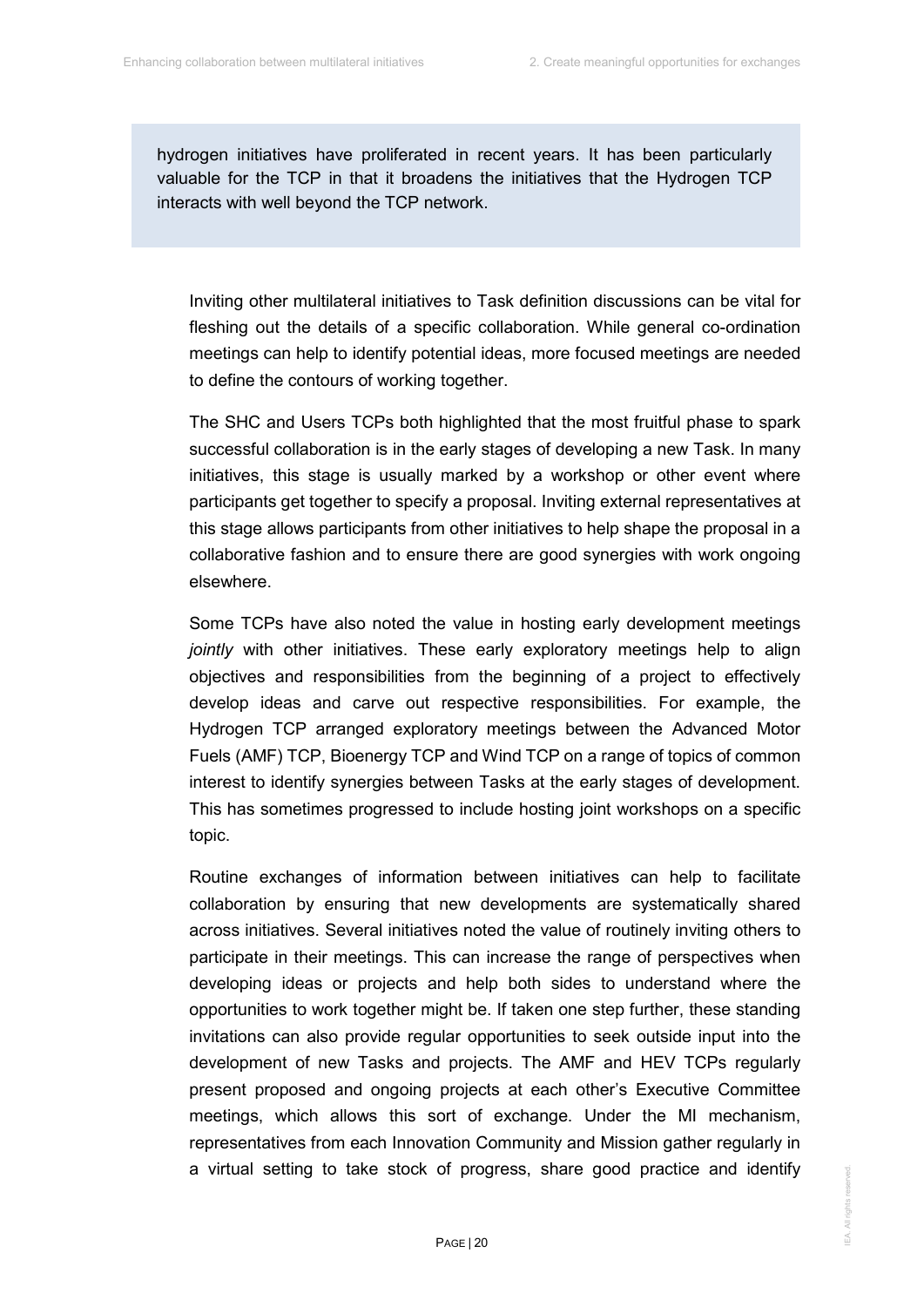hydrogen initiatives have proliferated in recent years. It has been particularly valuable for the TCP in that it broadens the initiatives that the Hydrogen TCP interacts with well beyond the TCP network.

Inviting other multilateral initiatives to Task definition discussions can be vital for fleshing out the details of a specific collaboration. While general co-ordination meetings can help to identify potential ideas, more focused meetings are needed to define the contours of working together.

The SHC and Users TCPs both highlighted that the most fruitful phase to spark successful collaboration is in the early stages of developing a new Task. In many initiatives, this stage is usually marked by a workshop or other event where participants get together to specify a proposal. Inviting external representatives at this stage allows participants from other initiatives to help shape the proposal in a collaborative fashion and to ensure there are good synergies with work ongoing elsewhere.

Some TCPs have also noted the value in hosting early development meetings *jointly* with other initiatives. These early exploratory meetings help to align objectives and responsibilities from the beginning of a project to effectively develop ideas and carve out respective responsibilities. For example, the Hydrogen TCP arranged exploratory meetings between the Advanced Motor Fuels (AMF) TCP, Bioenergy TCP and Wind TCP on a range of topics of common interest to identify synergies between Tasks at the early stages of development. This has sometimes progressed to include hosting joint workshops on a specific topic.

Routine exchanges of information between initiatives can help to facilitate collaboration by ensuring that new developments are systematically shared across initiatives. Several initiatives noted the value of routinely inviting others to participate in their meetings. This can increase the range of perspectives when developing ideas or projects and help both sides to understand where the opportunities to work together might be. If taken one step further, these standing invitations can also provide regular opportunities to seek outside input into the development of new Tasks and projects. The AMF and HEV TCPs regularly present proposed and ongoing projects at each other's Executive Committee meetings, which allows this sort of exchange. Under the MI mechanism, representatives from each Innovation Community and Mission gather regularly in a virtual setting to take stock of progress, share good practice and identify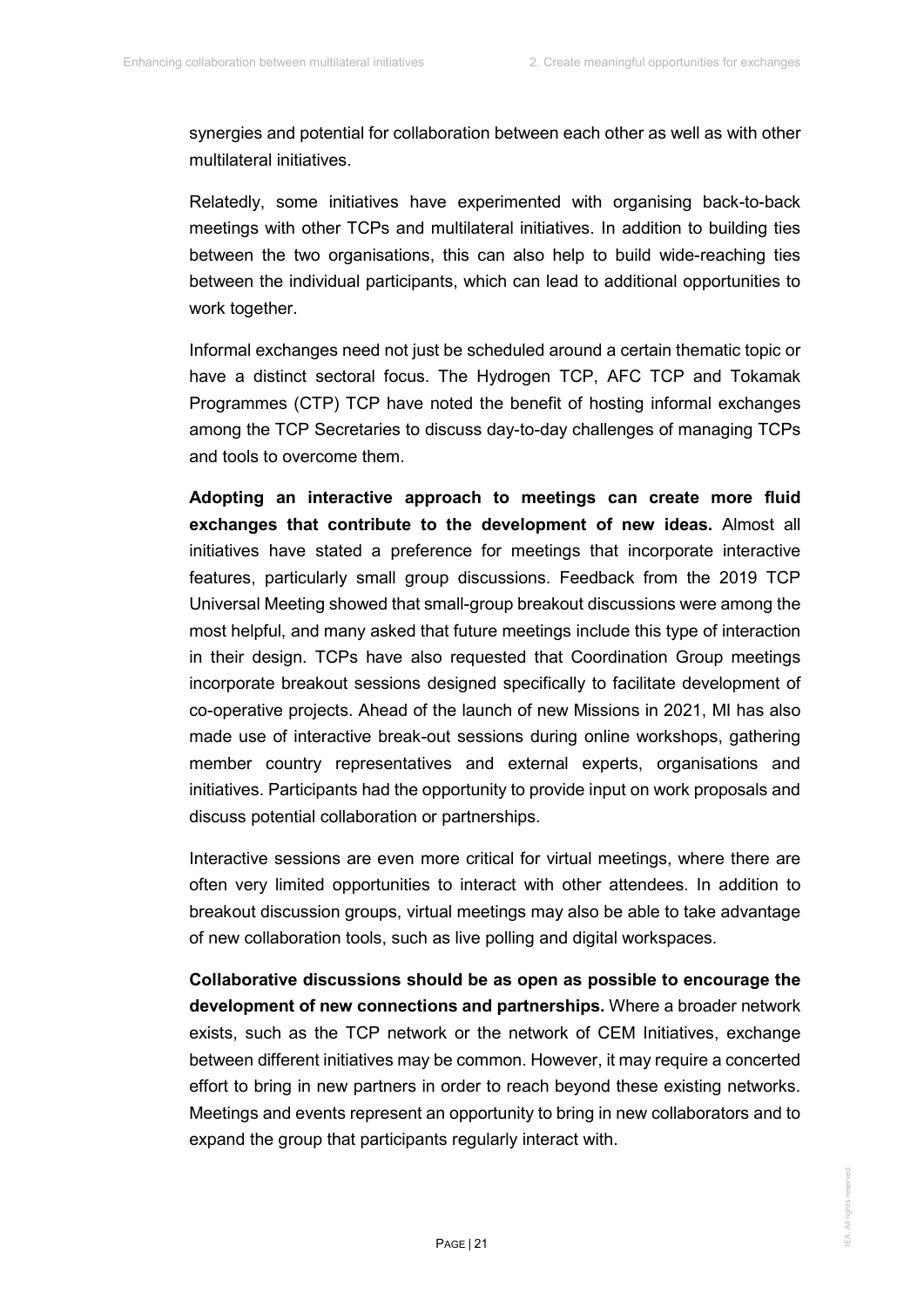synergies and potential for collaboration between each other as well as with other multilateral initiatives.

Relatedly, some initiatives have experimented with organising back-to-back meetings with other TCPs and multilateral initiatives. In addition to building ties between the two organisations, this can also help to build wide-reaching ties between the individual participants, which can lead to additional opportunities to work together.

Informal exchanges need not just be scheduled around a certain thematic topic or have a distinct sectoral focus. The Hydrogen TCP, AFC TCP and Tokamak Programmes (CTP) TCP have noted the benefit of hosting informal exchanges among the TCP Secretaries to discuss day-to-day challenges of managing TCPs and tools to overcome them.

**Adopting an interactive approach to meetings can create more fluid exchanges that contribute to the development of new ideas.** Almost all initiatives have stated a preference for meetings that incorporate interactive features, particularly small group discussions. Feedback from the 2019 TCP Universal Meeting showed that small-group breakout discussions were among the most helpful, and many asked that future meetings include this type of interaction in their design. TCPs have also requested that Coordination Group meetings incorporate breakout sessions designed specifically to facilitate development of co-operative projects. Ahead of the launch of new Missions in 2021, MI has also made use of interactive break-out sessions during online workshops, gathering member country representatives and external experts, organisations and initiatives. Participants had the opportunity to provide input on work proposals and discuss potential collaboration or partnerships.

Interactive sessions are even more critical for virtual meetings, where there are often very limited opportunities to interact with other attendees. In addition to breakout discussion groups, virtual meetings may also be able to take advantage of new collaboration tools, such as live polling and digital workspaces.

**Collaborative discussions should be as open as possible to encourage the development of new connections and partnerships.** Where a broader network exists, such as the TCP network or the network of CEM Initiatives, exchange between different initiatives may be common. However, it may require a concerted effort to bring in new partners in order to reach beyond these existing networks. Meetings and events represent an opportunity to bring in new collaborators and to expand the group that participants regularly interact with.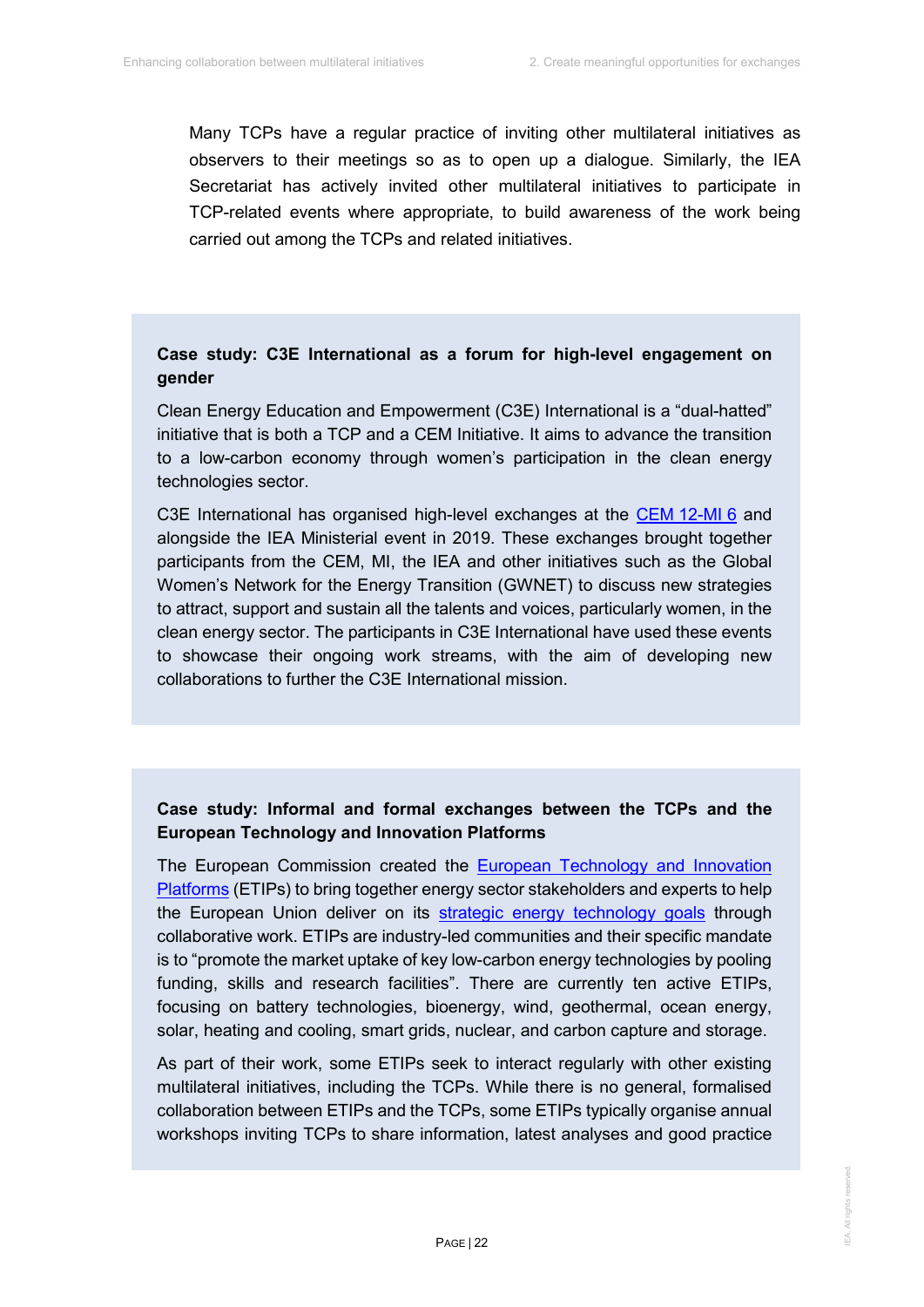Many TCPs have a regular practice of inviting other multilateral initiatives as observers to their meetings so as to open up a dialogue. Similarly, the IEA Secretariat has actively invited other multilateral initiatives to participate in TCP-related events where appropriate, to build awareness of the work being carried out among the TCPs and related initiatives.

**Case study: C3E International as a forum for high-level engagement on gender**

Clean Energy Education and Empowerment (C3E) International is a "dual-hatted" initiative that is both a TCP and a CEM Initiative. It aims to advance the transition to a low-carbon economy through women's participation in the clean energy technologies sector.

C3E International has organised high-level exchanges at the CEM 12-MI 6 and alongside the IEA Ministerial event in 2019. These exchanges brought together participants from the CEM, MI, the IEA and other initiatives such as the Global Women's Network for the Energy Transition (GWNET) to discuss new strategies to attract, support and sustain all the talents and voices, particularly women, in the clean energy sector. The participants in C3E International have used these events to showcase their ongoing work streams, with the aim of developing new collaborations to further the C3E International mission.

**Case study: Informal and formal exchanges between the TCPs and the European Technology and Innovation Platforms**

The European Commission created the European Technology and Innovation Platforms (ETIPs) to bring together energy sector stakeholders and experts to help the European Union deliver on its strategic energy technology goals through collaborative work. ETIPs are industry-led communities and their specific mandate is to "promote the market uptake of key low-carbon energy technologies by pooling funding, skills and research facilities". There are currently ten active ETIPs, focusing on battery technologies, bioenergy, wind, geothermal, ocean energy, solar, heating and cooling, smart grids, nuclear, and carbon capture and storage.

As part of their work, some ETIPs seek to interact regularly with other existing multilateral initiatives, including the TCPs. While there is no general, formalised collaboration between ETIPs and the TCPs, some ETIPs typically organise annual workshops inviting TCPs to share information, latest analyses and good practice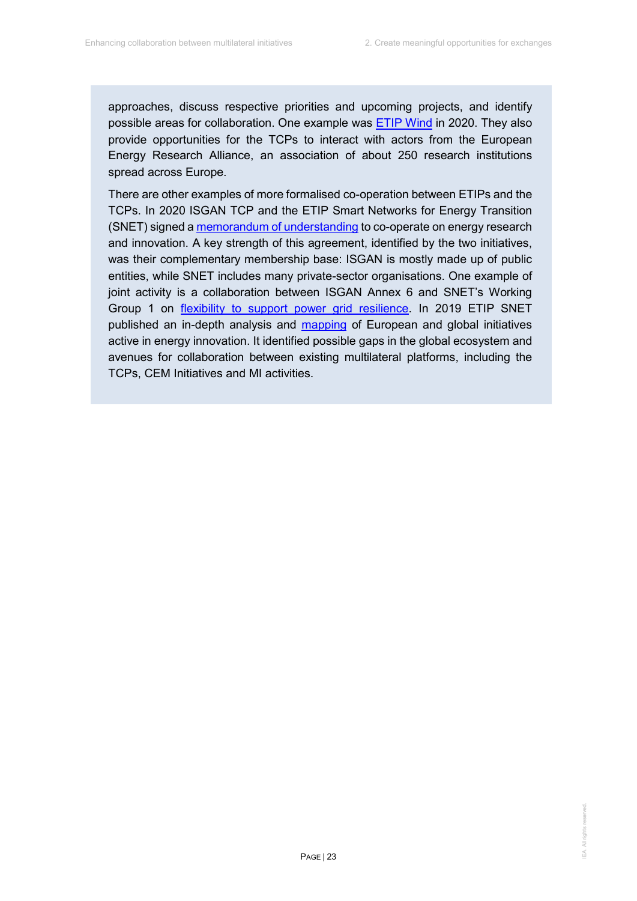approaches, discuss respective priorities and upcoming projects, and identify possible areas for collaboration. One example was ETIP Wind in 2020. They also provide opportunities for the TCPs to interact with actors from the European Energy Research Alliance, an association of about 250 research institutions spread across Europe.

There are other examples of more formalised co-operation between ETIPs and the TCPs. In 2020 ISGAN TCP and the ETIP Smart Networks for Energy Transition (SNET) signed a memorandum of understanding to co-operate on energy research and innovation. A key strength of this agreement, identified by the two initiatives, was their complementary membership base: ISGAN is mostly made up of public entities, while SNET includes many private-sector organisations. One example of joint activity is a collaboration between ISGAN Annex 6 and SNET's Working Group 1 on flexibility to support power grid resilience. In 2019 ETIP SNET published an in-depth analysis and mapping of European and global initiatives active in energy innovation. It identified possible gaps in the global ecosystem and avenues for collaboration between existing multilateral platforms, including the TCPs, CEM Initiatives and MI activities.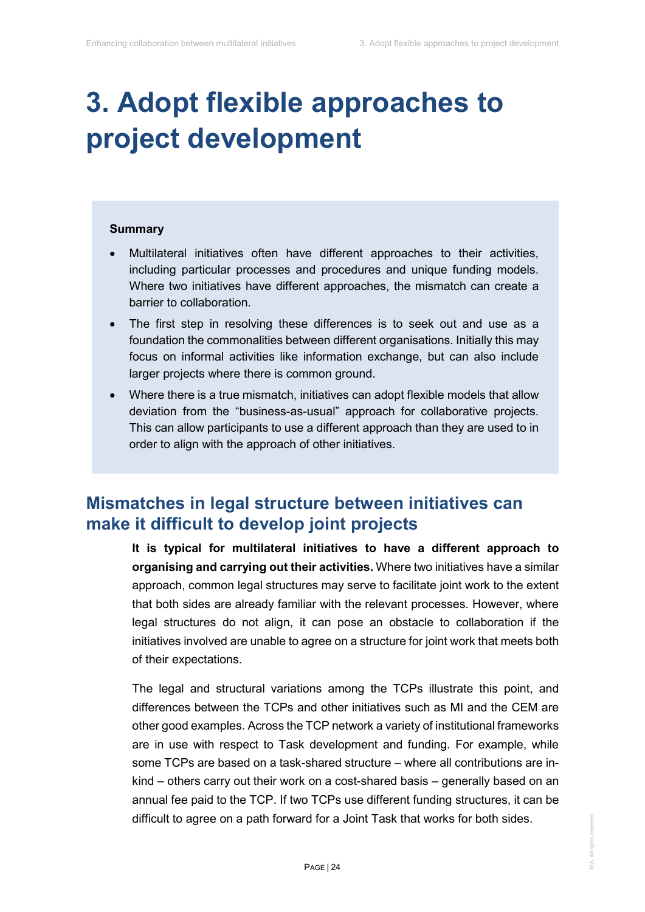# 3. Adopt flexible approaches to project development

**Summary**

- Multilateral initiatives often have different approaches to their activities, including particular processes and procedures and unique funding models. Where two initiatives have different approaches, the mismatch can create a barrier to collaboration.
- The first step in resolving these differences is to seek out and use as a foundation the commonalities between different organisations. Initially this may focus on informal activities like information exchange, but can also include larger projects where there is common ground.
- Where there is a true mismatch, initiatives can adopt flexible models that allow deviation from the "business-as-usual" approach for collaborative projects. This can allow participants to use a different approach than they are used to in order to align with the approach of other initiatives.

## Mismatches in legal structure between initiatives can make it difficult to develop joint projects

**It is typical for multilateral initiatives to have a different approach to organising and carrying out their activities.** Where two initiatives have a similar approach, common legal structures may serve to facilitate joint work to the extent that both sides are already familiar with the relevant processes. However, where legal structures do not align, it can pose an obstacle to collaboration if the initiatives involved are unable to agree on a structure for joint work that meets both of their expectations.

The legal and structural variations among the TCPs illustrate this point, and differences between the TCPs and other initiatives such as MI and the CEM are other good examples. Across the TCP network a variety of institutional frameworks are in use with respect to Task development and funding. For example, while some TCPs are based on a task-shared structure – where all contributions are in-kind – others carry out their work on a cost-shared basis – generally based on an annual fee paid to the TCP. If two TCPs use different funding structures, it can be difficult to agree on a path forward for a Joint Task that works for both sides.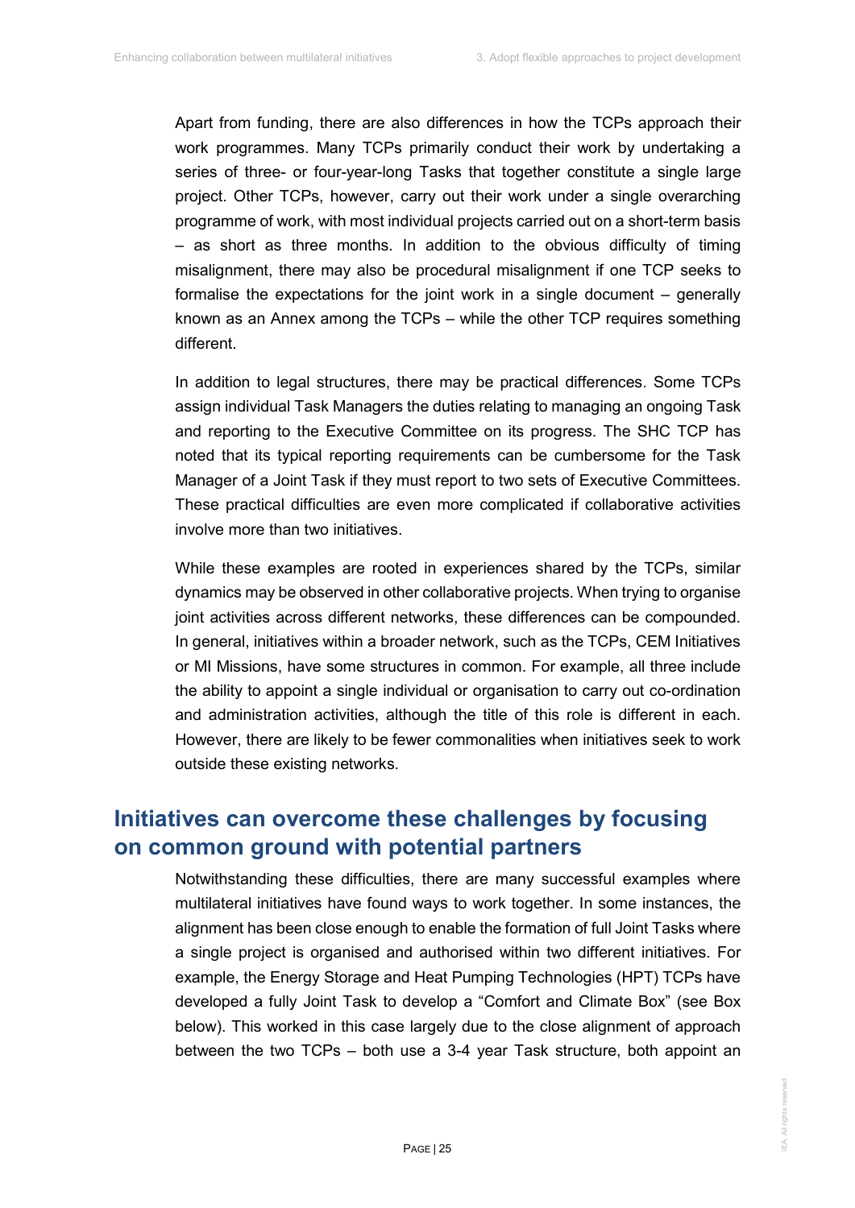Apart from funding, there are also differences in how the TCPs approach their work programmes. Many TCPs primarily conduct their work by undertaking a series of three- or four-year-long Tasks that together constitute a single large project. Other TCPs, however, carry out their work under a single overarching programme of work, with most individual projects carried out on a short-term basis – as short as three months. In addition to the obvious difficulty of timing misalignment, there may also be procedural misalignment if one TCP seeks to formalise the expectations for the joint work in a single document – generally known as an Annex among the TCPs – while the other TCP requires something different.

In addition to legal structures, there may be practical differences. Some TCPs assign individual Task Managers the duties relating to managing an ongoing Task and reporting to the Executive Committee on its progress. The SHC TCP has noted that its typical reporting requirements can be cumbersome for the Task Manager of a Joint Task if they must report to two sets of Executive Committees. These practical difficulties are even more complicated if collaborative activities involve more than two initiatives.

While these examples are rooted in experiences shared by the TCPs, similar dynamics may be observed in other collaborative projects. When trying to organise joint activities across different networks, these differences can be compounded. In general, initiatives within a broader network, such as the TCPs, CEM Initiatives or MI Missions, have some structures in common. For example, all three include the ability to appoint a single individual or organisation to carry out co-ordination and administration activities, although the title of this role is different in each. However, there are likely to be fewer commonalities when initiatives seek to work outside these existing networks.

## Initiatives can overcome these challenges by focusing on common ground with potential partners

Notwithstanding these difficulties, there are many successful examples where multilateral initiatives have found ways to work together. In some instances, the alignment has been close enough to enable the formation of full Joint Tasks where a single project is organised and authorised within two different initiatives. For example, the Energy Storage and Heat Pumping Technologies (HPT) TCPs have developed a fully Joint Task to develop a "Comfort and Climate Box" (see Box below). This worked in this case largely due to the close alignment of approach between the two TCPs – both use a 3-4 year Task structure, both appoint an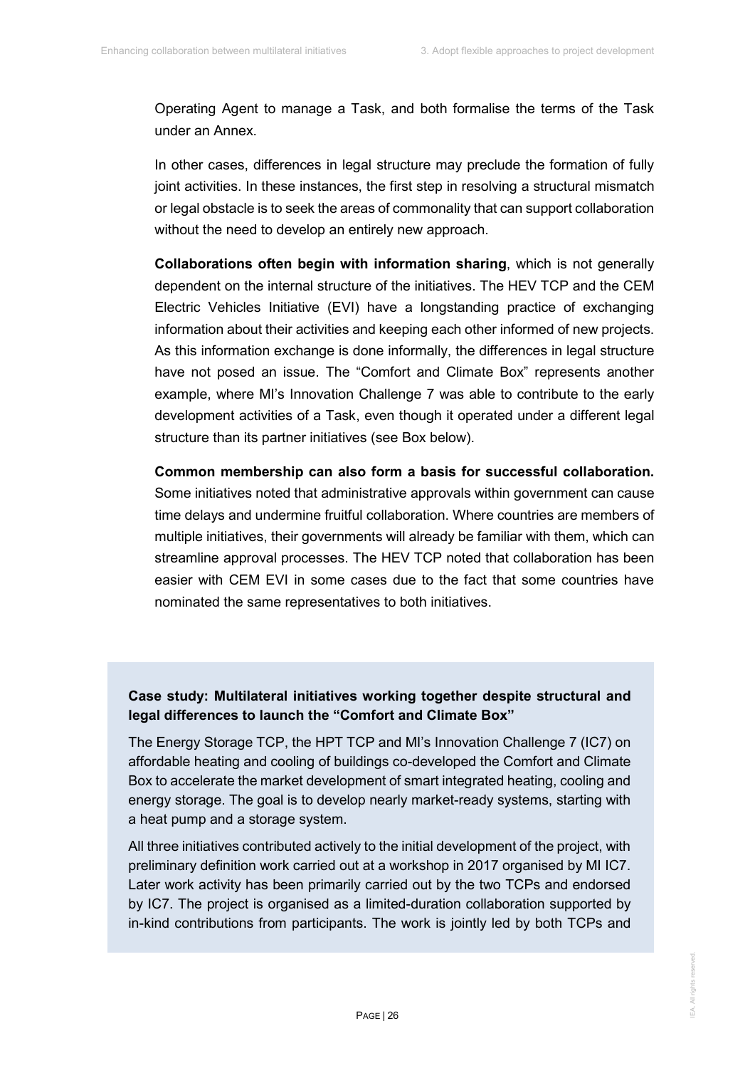Operating Agent to manage a Task, and both formalise the terms of the Task under an Annex.

In other cases, differences in legal structure may preclude the formation of fully joint activities. In these instances, the first step in resolving a structural mismatch or legal obstacle is to seek the areas of commonality that can support collaboration without the need to develop an entirely new approach.

**Collaborations often begin with information sharing**, which is not generally dependent on the internal structure of the initiatives. The HEV TCP and the CEM Electric Vehicles Initiative (EVI) have a longstanding practice of exchanging information about their activities and keeping each other informed of new projects. As this information exchange is done informally, the differences in legal structure have not posed an issue. The "Comfort and Climate Box" represents another example, where MI's Innovation Challenge 7 was able to contribute to the early development activities of a Task, even though it operated under a different legal structure than its partner initiatives (see Box below).

**Common membership can also form a basis for successful collaboration.** Some initiatives noted that administrative approvals within government can cause time delays and undermine fruitful collaboration. Where countries are members of multiple initiatives, their governments will already be familiar with them, which can streamline approval processes. The HEV TCP noted that collaboration has been easier with CEM EVI in some cases due to the fact that some countries have nominated the same representatives to both initiatives.

**Case study: Multilateral initiatives working together despite structural and legal differences to launch the "Comfort and Climate Box"**

The Energy Storage TCP, the HPT TCP and MI's Innovation Challenge 7 (IC7) on affordable heating and cooling of buildings co-developed the Comfort and Climate Box to accelerate the market development of smart integrated heating, cooling and energy storage. The goal is to develop nearly market-ready systems, starting with a heat pump and a storage system.

All three initiatives contributed actively to the initial development of the project, with preliminary definition work carried out at a workshop in 2017 organised by MI IC7. Later work activity has been primarily carried out by the two TCPs and endorsed by IC7. The project is organised as a limited-duration collaboration supported by in-kind contributions from participants. The work is jointly led by both TCPs and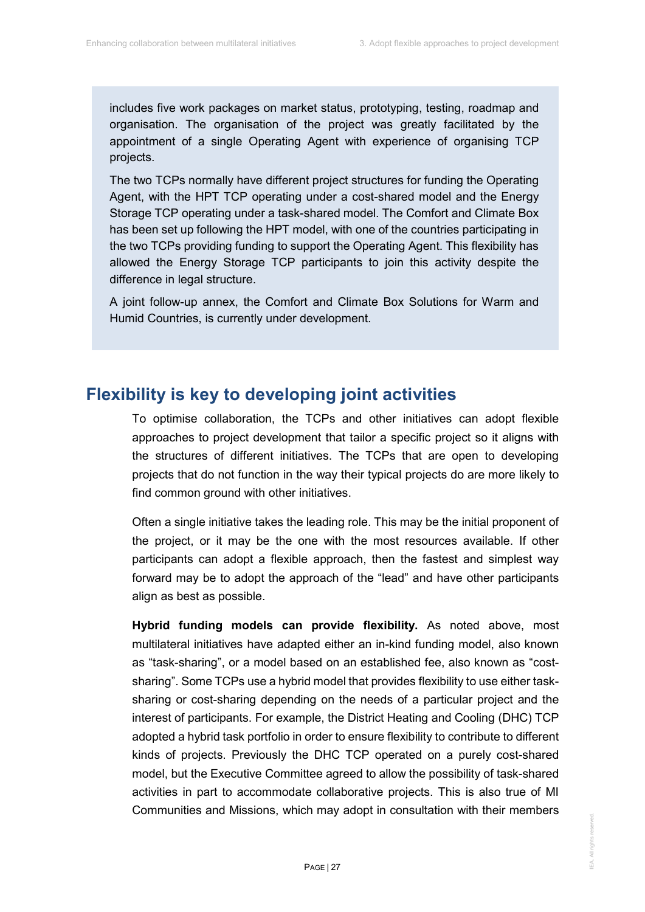includes five work packages on market status, prototyping, testing, roadmap and organisation. The organisation of the project was greatly facilitated by the appointment of a single Operating Agent with experience of organising TCP projects.

The two TCPs normally have different project structures for funding the Operating Agent, with the HPT TCP operating under a cost-shared model and the Energy Storage TCP operating under a task-shared model. The Comfort and Climate Box has been set up following the HPT model, with one of the countries participating in the two TCPs providing funding to support the Operating Agent. This flexibility has allowed the Energy Storage TCP participants to join this activity despite the difference in legal structure.

A joint follow-up annex, the Comfort and Climate Box Solutions for Warm and Humid Countries, is currently under development.

## Flexibility is key to developing joint activities

To optimise collaboration, the TCPs and other initiatives can adopt flexible approaches to project development that tailor a specific project so it aligns with the structures of different initiatives. The TCPs that are open to developing projects that do not function in the way their typical projects do are more likely to find common ground with other initiatives.

Often a single initiative takes the leading role. This may be the initial proponent of the project, or it may be the one with the most resources available. If other participants can adopt a flexible approach, then the fastest and simplest way forward may be to adopt the approach of the "lead" and have other participants align as best as possible.

**Hybrid funding models can provide flexibility.** As noted above, most multilateral initiatives have adapted either an in-kind funding model, also known as "task-sharing", or a model based on an established fee, also known as "cost-sharing". Some TCPs use a hybrid model that provides flexibility to use either task-sharing or cost-sharing depending on the needs of a particular project and the interest of participants. For example, the District Heating and Cooling (DHC) TCP adopted a hybrid task portfolio in order to ensure flexibility to contribute to different kinds of projects. Previously the DHC TCP operated on a purely cost-shared model, but the Executive Committee agreed to allow the possibility of task-shared activities in part to accommodate collaborative projects. This is also true of MI Communities and Missions, which may adopt in consultation with their members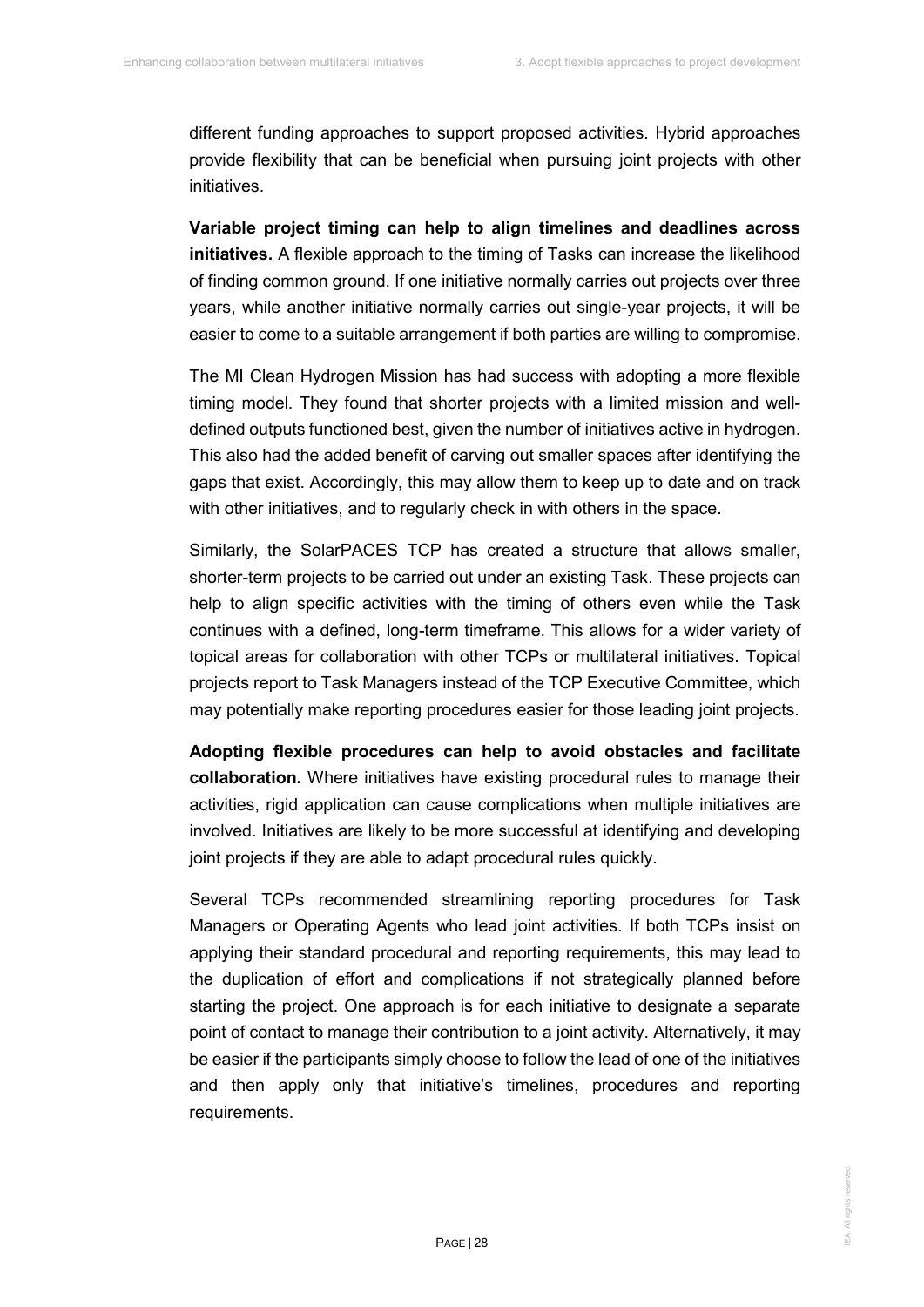different funding approaches to support proposed activities. Hybrid approaches provide flexibility that can be beneficial when pursuing joint projects with other initiatives.

**Variable project timing can help to align timelines and deadlines across initiatives.** A flexible approach to the timing of Tasks can increase the likelihood of finding common ground. If one initiative normally carries out projects over three years, while another initiative normally carries out single-year projects, it will be easier to come to a suitable arrangement if both parties are willing to compromise.

The MI Clean Hydrogen Mission has had success with adopting a more flexible timing model. They found that shorter projects with a limited mission and well-defined outputs functioned best, given the number of initiatives active in hydrogen. This also had the added benefit of carving out smaller spaces after identifying the gaps that exist. Accordingly, this may allow them to keep up to date and on track with other initiatives, and to regularly check in with others in the space.

Similarly, the SolarPACES TCP has created a structure that allows smaller, shorter-term projects to be carried out under an existing Task. These projects can help to align specific activities with the timing of others even while the Task continues with a defined, long-term timeframe. This allows for a wider variety of topical areas for collaboration with other TCPs or multilateral initiatives. Topical projects report to Task Managers instead of the TCP Executive Committee, which may potentially make reporting procedures easier for those leading joint projects.

**Adopting flexible procedures can help to avoid obstacles and facilitate collaboration.** Where initiatives have existing procedural rules to manage their activities, rigid application can cause complications when multiple initiatives are involved. Initiatives are likely to be more successful at identifying and developing joint projects if they are able to adapt procedural rules quickly.

Several TCPs recommended streamlining reporting procedures for Task Managers or Operating Agents who lead joint activities. If both TCPs insist on applying their standard procedural and reporting requirements, this may lead to the duplication of effort and complications if not strategically planned before starting the project. One approach is for each initiative to designate a separate point of contact to manage their contribution to a joint activity. Alternatively, it may be easier if the participants simply choose to follow the lead of one of the initiatives and then apply only that initiative's timelines, procedures and reporting requirements.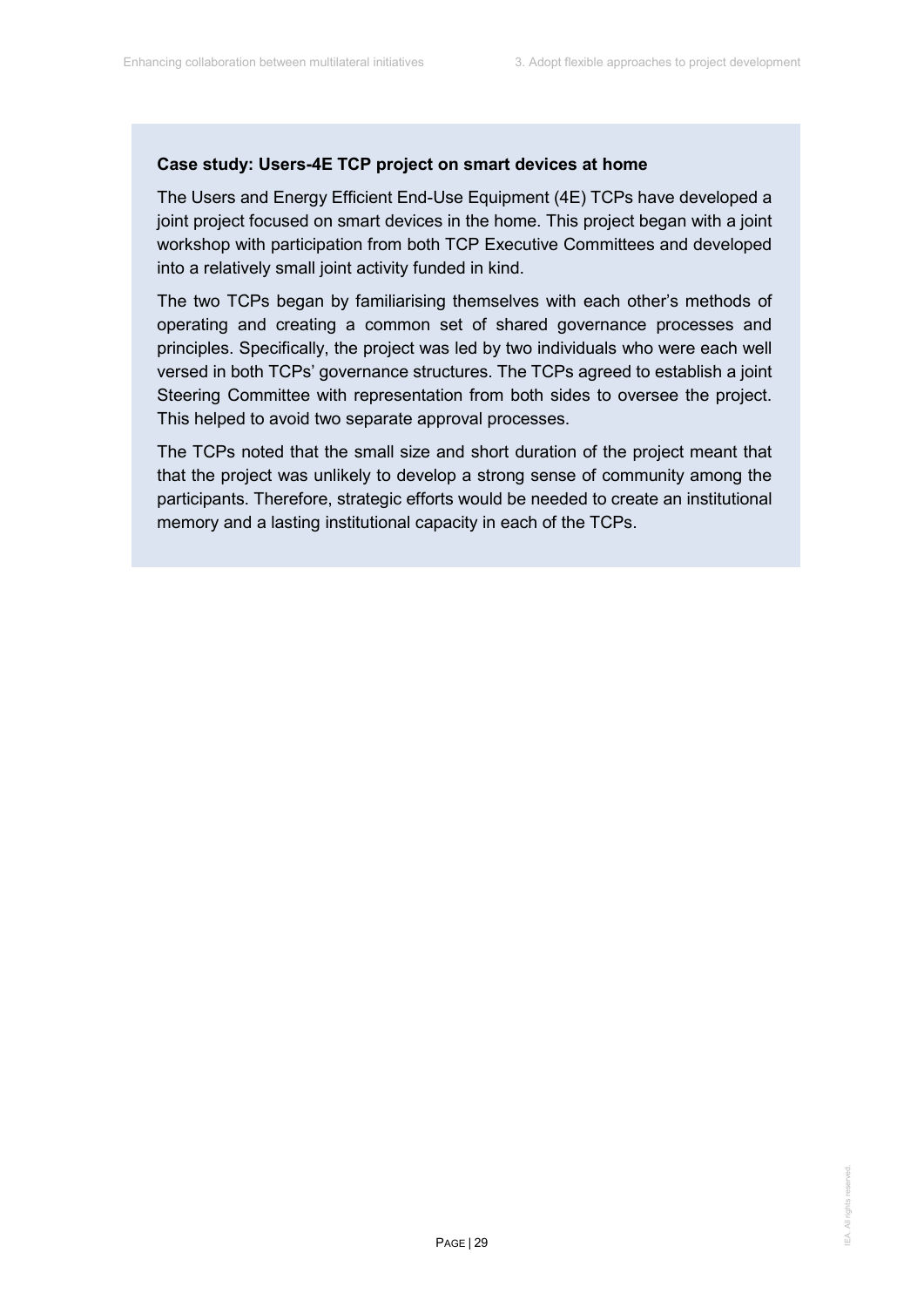**Case study: Users-4E TCP project on smart devices at home**

The Users and Energy Efficient End-Use Equipment (4E) TCPs have developed a joint project focused on smart devices in the home. This project began with a joint workshop with participation from both TCP Executive Committees and developed into a relatively small joint activity funded in kind.

The two TCPs began by familiarising themselves with each other's methods of operating and creating a common set of shared governance processes and principles. Specifically, the project was led by two individuals who were each well versed in both TCPs' governance structures. The TCPs agreed to establish a joint Steering Committee with representation from both sides to oversee the project. This helped to avoid two separate approval processes.

The TCPs noted that the small size and short duration of the project meant that that the project was unlikely to develop a strong sense of community among the participants. Therefore, strategic efforts would be needed to create an institutional memory and a lasting institutional capacity in each of the TCPs.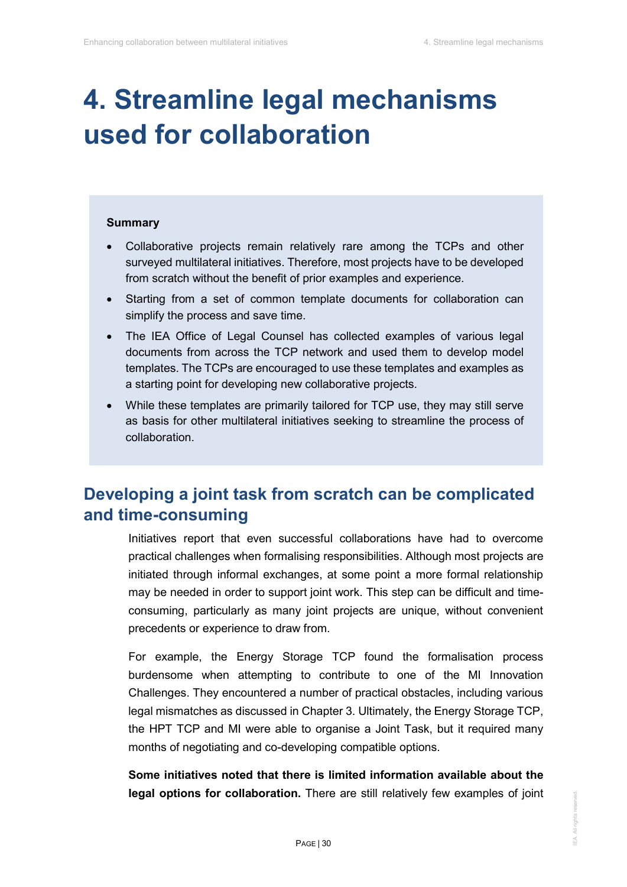# 4. Streamline legal mechanisms used for collaboration

**Summary**

- Collaborative projects remain relatively rare among the TCPs and other surveyed multilateral initiatives. Therefore, most projects have to be developed from scratch without the benefit of prior examples and experience.
- Starting from a set of common template documents for collaboration can simplify the process and save time.
- The IEA Office of Legal Counsel has collected examples of various legal documents from across the TCP network and used them to develop model templates. The TCPs are encouraged to use these templates and examples as a starting point for developing new collaborative projects.
- While these templates are primarily tailored for TCP use, they may still serve as basis for other multilateral initiatives seeking to streamline the process of collaboration.

## Developing a joint task from scratch can be complicated and time-consuming

Initiatives report that even successful collaborations have had to overcome practical challenges when formalising responsibilities. Although most projects are initiated through informal exchanges, at some point a more formal relationship may be needed in order to support joint work. This step can be difficult and time-consuming, particularly as many joint projects are unique, without convenient precedents or experience to draw from.

For example, the Energy Storage TCP found the formalisation process burdensome when attempting to contribute to one of the MI Innovation Challenges. They encountered a number of practical obstacles, including various legal mismatches as discussed in Chapter 3. Ultimately, the Energy Storage TCP, the HPT TCP and MI were able to organise a Joint Task, but it required many months of negotiating and co-developing compatible options.

**Some initiatives noted that there is limited information available about the legal options for collaboration.** There are still relatively few examples of joint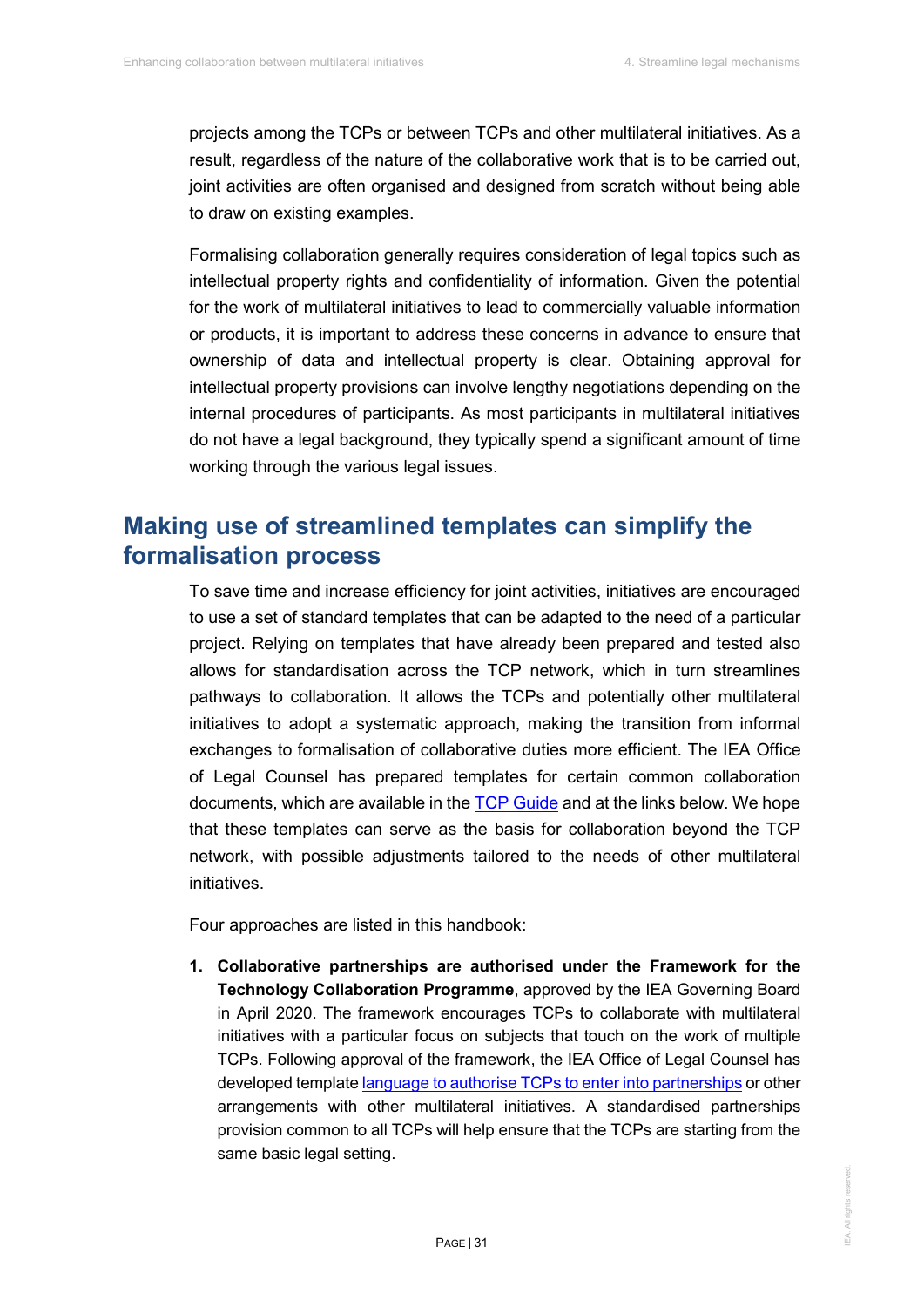projects among the TCPs or between TCPs and other multilateral initiatives. As a result, regardless of the nature of the collaborative work that is to be carried out, joint activities are often organised and designed from scratch without being able to draw on existing examples.

Formalising collaboration generally requires consideration of legal topics such as intellectual property rights and confidentiality of information. Given the potential for the work of multilateral initiatives to lead to commercially valuable information or products, it is important to address these concerns in advance to ensure that ownership of data and intellectual property is clear. Obtaining approval for intellectual property provisions can involve lengthy negotiations depending on the internal procedures of participants. As most participants in multilateral initiatives do not have a legal background, they typically spend a significant amount of time working through the various legal issues.

## Making use of streamlined templates can simplify the formalisation process

To save time and increase efficiency for joint activities, initiatives are encouraged to use a set of standard templates that can be adapted to the need of a particular project. Relying on templates that have already been prepared and tested also allows for standardisation across the TCP network, which in turn streamlines pathways to collaboration. It allows the TCPs and potentially other multilateral initiatives to adopt a systematic approach, making the transition from informal exchanges to formalisation of collaborative duties more efficient. The IEA Office of Legal Counsel has prepared templates for certain common collaboration documents, which are available in the TCP Guide and at the links below. We hope that these templates can serve as the basis for collaboration beyond the TCP network, with possible adjustments tailored to the needs of other multilateral initiatives.

Four approaches are listed in this handbook:

1. **Collaborative partnerships are authorised under the Framework for the Technology Collaboration Programme**, approved by the IEA Governing Board in April 2020. The framework encourages TCPs to collaborate with multilateral initiatives with a particular focus on subjects that touch on the work of multiple TCPs. Following approval of the framework, the IEA Office of Legal Counsel has developed template language to authorise TCPs to enter into partnerships or other arrangements with other multilateral initiatives. A standardised partnerships provision common to all TCPs will help ensure that the TCPs are starting from the same basic legal setting.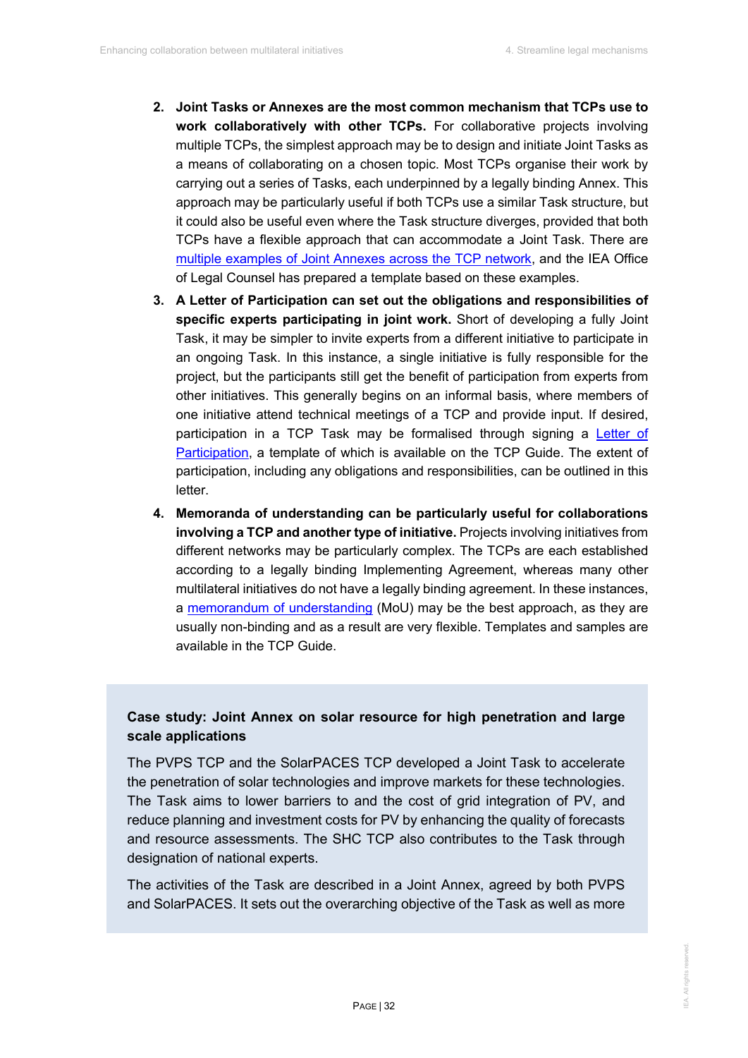2. **Joint Tasks or Annexes are the most common mechanism that TCPs use to work collaboratively with other TCPs.** For collaborative projects involving multiple TCPs, the simplest approach may be to design and initiate Joint Tasks as a means of collaborating on a chosen topic. Most TCPs organise their work by carrying out a series of Tasks, each underpinned by a legally binding Annex. This approach may be particularly useful if both TCPs use a similar Task structure, but it could also be useful even where the Task structure diverges, provided that both TCPs have a flexible approach that can accommodate a Joint Task. There are multiple examples of Joint Annexes across the TCP network, and the IEA Office of Legal Counsel has prepared a template based on these examples.
3. **A Letter of Participation can set out the obligations and responsibilities of specific experts participating in joint work.** Short of developing a fully Joint Task, it may be simpler to invite experts from a different initiative to participate in an ongoing Task. In this instance, a single initiative is fully responsible for the project, but the participants still get the benefit of participation from experts from other initiatives. This generally begins on an informal basis, where members of one initiative attend technical meetings of a TCP and provide input. If desired, participation in a TCP Task may be formalised through signing a Letter of Participation, a template of which is available on the TCP Guide. The extent of participation, including any obligations and responsibilities, can be outlined in this letter.
4. **Memoranda of understanding can be particularly useful for collaborations involving a TCP and another type of initiative.** Projects involving initiatives from different networks may be particularly complex. The TCPs are each established according to a legally binding Implementing Agreement, whereas many other multilateral initiatives do not have a legally binding agreement. In these instances, a memorandum of understanding (MoU) may be the best approach, as they are usually non-binding and as a result are very flexible. Templates and samples are available in the TCP Guide.

**Case study: Joint Annex on solar resource for high penetration and large scale applications**

The PVPS TCP and the SolarPACES TCP developed a Joint Task to accelerate the penetration of solar technologies and improve markets for these technologies. The Task aims to lower barriers to and the cost of grid integration of PV, and reduce planning and investment costs for PV by enhancing the quality of forecasts and resource assessments. The SHC TCP also contributes to the Task through designation of national experts.

The activities of the Task are described in a Joint Annex, agreed by both PVPS and SolarPACES. It sets out the overarching objective of the Task as well as more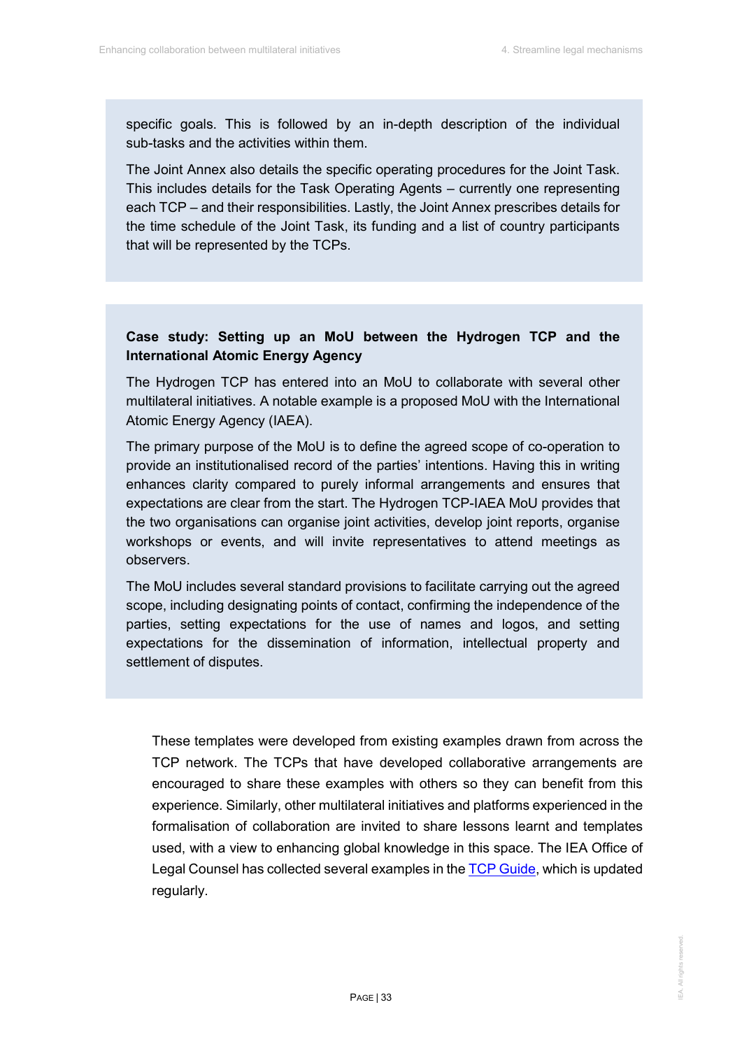specific goals. This is followed by an in-depth description of the individual sub-tasks and the activities within them.

The Joint Annex also details the specific operating procedures for the Joint Task. This includes details for the Task Operating Agents – currently one representing each TCP – and their responsibilities. Lastly, the Joint Annex prescribes details for the time schedule of the Joint Task, its funding and a list of country participants that will be represented by the TCPs.

**Case study: Setting up an MoU between the Hydrogen TCP and the International Atomic Energy Agency**

The Hydrogen TCP has entered into an MoU to collaborate with several other multilateral initiatives. A notable example is a proposed MoU with the International Atomic Energy Agency (IAEA).

The primary purpose of the MoU is to define the agreed scope of co-operation to provide an institutionalised record of the parties' intentions. Having this in writing enhances clarity compared to purely informal arrangements and ensures that expectations are clear from the start. The Hydrogen TCP-IAEA MoU provides that the two organisations can organise joint activities, develop joint reports, organise workshops or events, and will invite representatives to attend meetings as observers.

The MoU includes several standard provisions to facilitate carrying out the agreed scope, including designating points of contact, confirming the independence of the parties, setting expectations for the use of names and logos, and setting expectations for the dissemination of information, intellectual property and settlement of disputes.

These templates were developed from existing examples drawn from across the TCP network. The TCPs that have developed collaborative arrangements are encouraged to share these examples with others so they can benefit from this experience. Similarly, other multilateral initiatives and platforms experienced in the formalisation of collaboration are invited to share lessons learnt and templates used, with a view to enhancing global knowledge in this space. The IEA Office of Legal Counsel has collected several examples in the TCP Guide, which is updated regularly.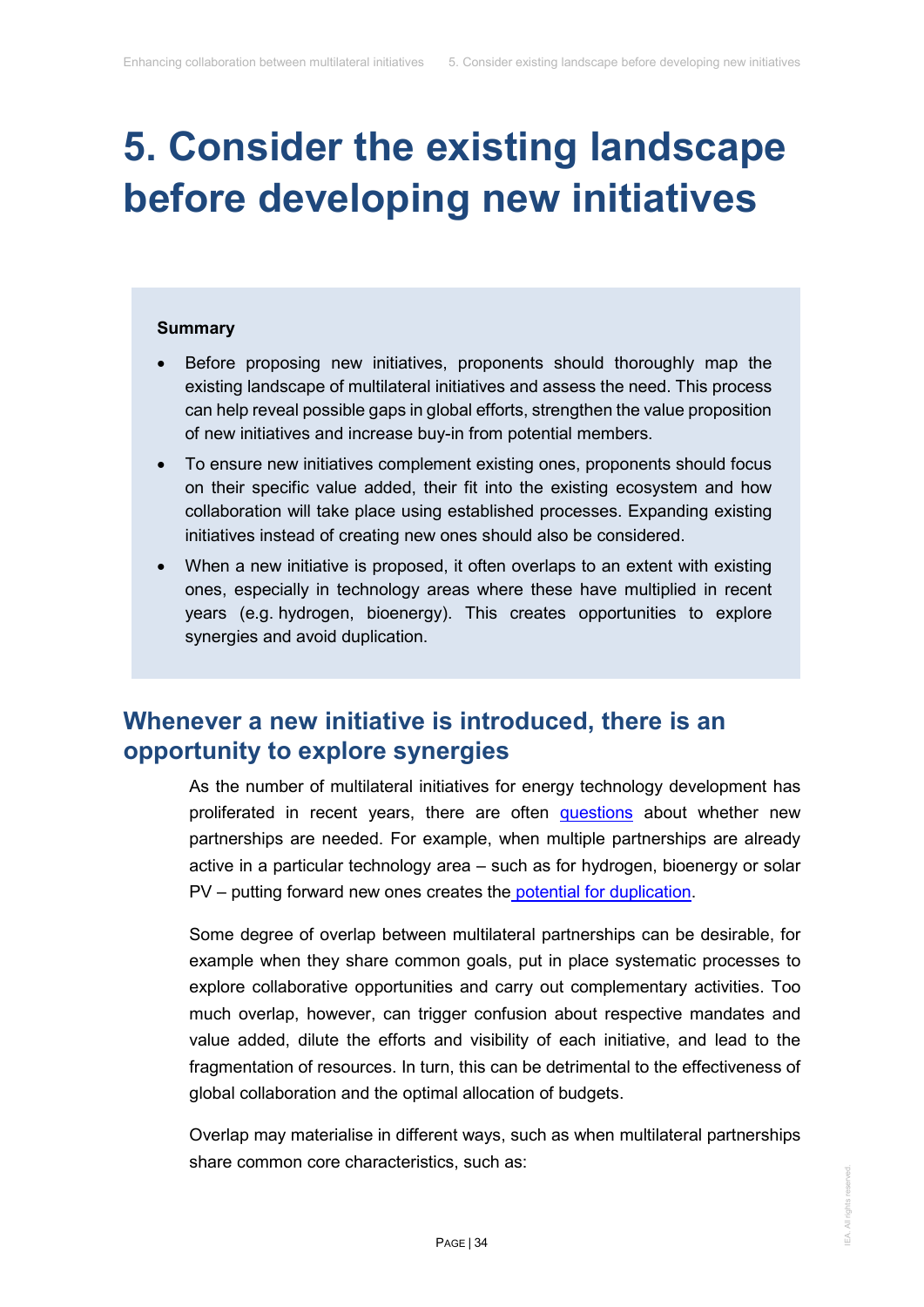# 5. Consider the existing landscape before developing new initiatives

**Summary**

- Before proposing new initiatives, proponents should thoroughly map the existing landscape of multilateral initiatives and assess the need. This process can help reveal possible gaps in global efforts, strengthen the value proposition of new initiatives and increase buy-in from potential members.
- To ensure new initiatives complement existing ones, proponents should focus on their specific value added, their fit into the existing ecosystem and how collaboration will take place using established processes. Expanding existing initiatives instead of creating new ones should also be considered.
- When a new initiative is proposed, it often overlaps to an extent with existing ones, especially in technology areas where these have multiplied in recent years (e.g. hydrogen, bioenergy). This creates opportunities to explore synergies and avoid duplication.

## Whenever a new initiative is introduced, there is an opportunity to explore synergies

As the number of multilateral initiatives for energy technology development has proliferated in recent years, there are often questions about whether new partnerships are needed. For example, when multiple partnerships are already active in a particular technology area – such as for hydrogen, bioenergy or solar PV – putting forward new ones creates the potential for duplication.

Some degree of overlap between multilateral partnerships can be desirable, for example when they share common goals, put in place systematic processes to explore collaborative opportunities and carry out complementary activities. Too much overlap, however, can trigger confusion about respective mandates and value added, dilute the efforts and visibility of each initiative, and lead to the fragmentation of resources. In turn, this can be detrimental to the effectiveness of global collaboration and the optimal allocation of budgets.

Overlap may materialise in different ways, such as when multilateral partnerships share common core characteristics, such as: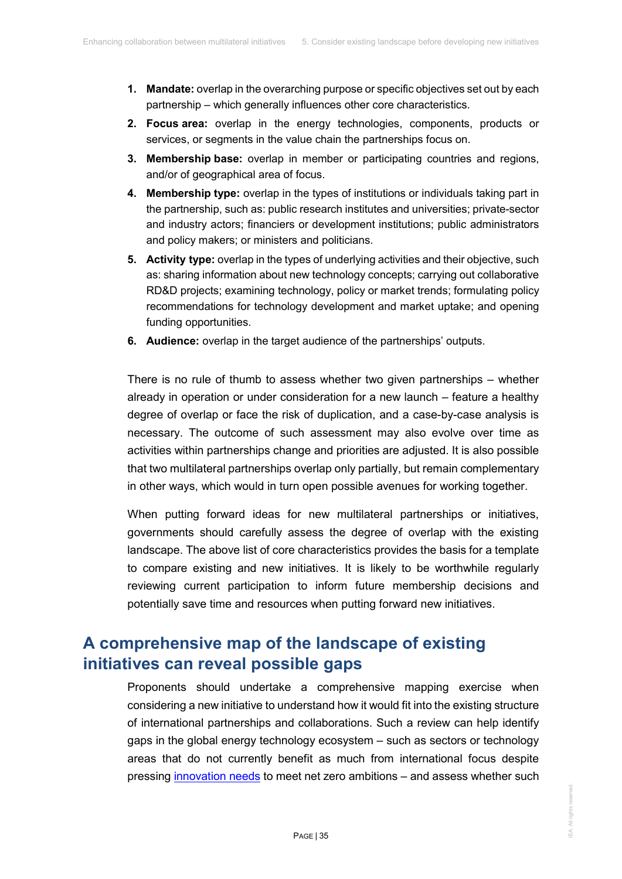1. **Mandate:** overlap in the overarching purpose or specific objectives set out by each partnership – which generally influences other core characteristics.
2. **Focus area:** overlap in the energy technologies, components, products or services, or segments in the value chain the partnerships focus on.
3. **Membership base:** overlap in member or participating countries and regions, and/or of geographical area of focus.
4. **Membership type:** overlap in the types of institutions or individuals taking part in the partnership, such as: public research institutes and universities; private-sector and industry actors; financiers or development institutions; public administrators and policy makers; or ministers and politicians.
5. **Activity type:** overlap in the types of underlying activities and their objective, such as: sharing information about new technology concepts; carrying out collaborative RD&D projects; examining technology, policy or market trends; formulating policy recommendations for technology development and market uptake; and opening funding opportunities.
6. **Audience:** overlap in the target audience of the partnerships' outputs.

There is no rule of thumb to assess whether two given partnerships – whether already in operation or under consideration for a new launch – feature a healthy degree of overlap or face the risk of duplication, and a case-by-case analysis is necessary. The outcome of such assessment may also evolve over time as activities within partnerships change and priorities are adjusted. It is also possible that two multilateral partnerships overlap only partially, but remain complementary in other ways, which would in turn open possible avenues for working together.

When putting forward ideas for new multilateral partnerships or initiatives, governments should carefully assess the degree of overlap with the existing landscape. The above list of core characteristics provides the basis for a template to compare existing and new initiatives. It is likely to be worthwhile regularly reviewing current participation to inform future membership decisions and potentially save time and resources when putting forward new initiatives.

## A comprehensive map of the landscape of existing initiatives can reveal possible gaps

Proponents should undertake a comprehensive mapping exercise when considering a new initiative to understand how it would fit into the existing structure of international partnerships and collaborations. Such a review can help identify gaps in the global energy technology ecosystem – such as sectors or technology areas that do not currently benefit as much from international focus despite pressing innovation needs to meet net zero ambitions – and assess whether such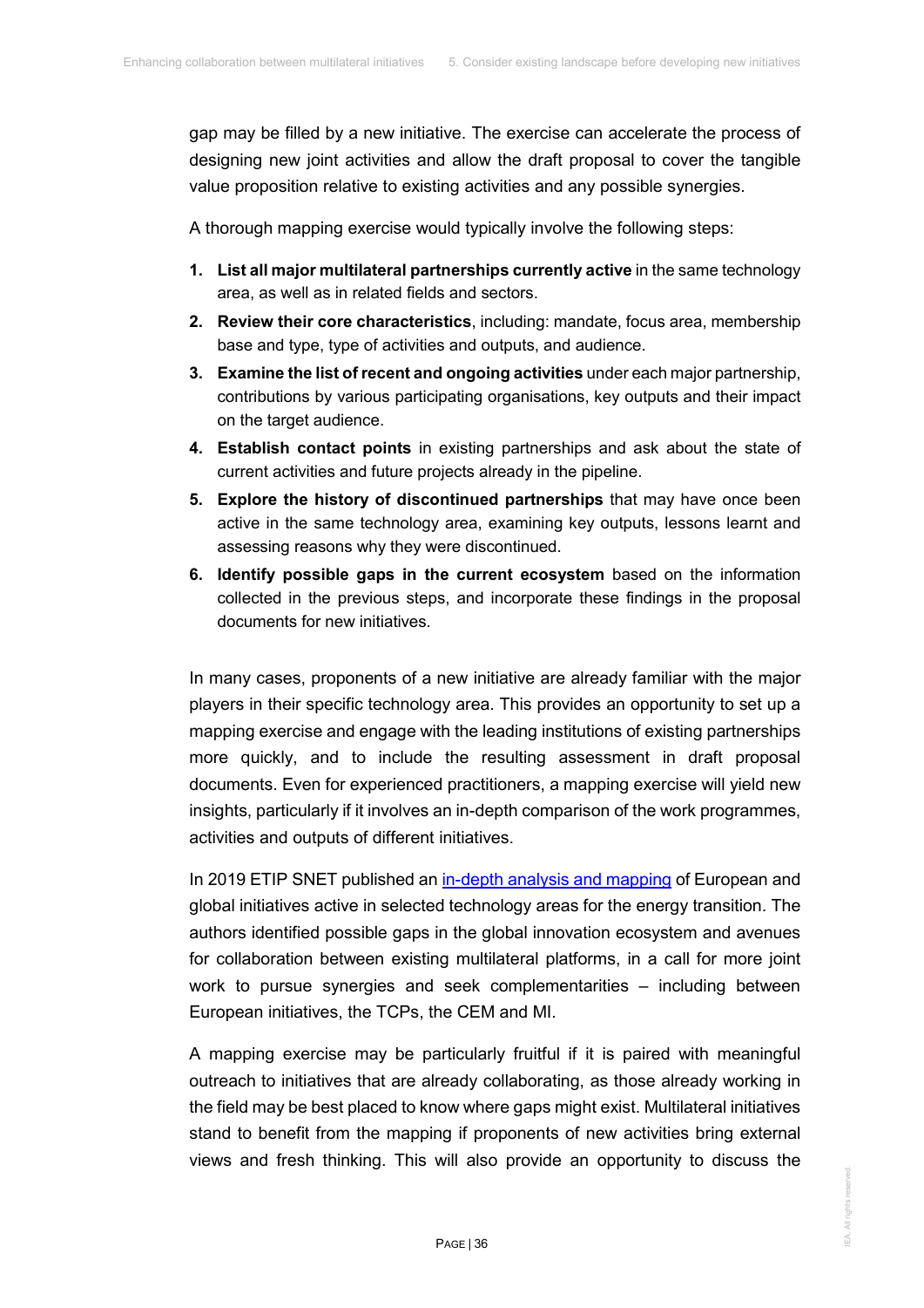gap may be filled by a new initiative. The exercise can accelerate the process of designing new joint activities and allow the draft proposal to cover the tangible value proposition relative to existing activities and any possible synergies.

A thorough mapping exercise would typically involve the following steps:

1. **List all major multilateral partnerships currently active** in the same technology area, as well as in related fields and sectors.
2. **Review their core characteristics**, including: mandate, focus area, membership base and type, type of activities and outputs, and audience.
3. **Examine the list of recent and ongoing activities** under each major partnership, contributions by various participating organisations, key outputs and their impact on the target audience.
4. **Establish contact points** in existing partnerships and ask about the state of current activities and future projects already in the pipeline.
5. **Explore the history of discontinued partnerships** that may have once been active in the same technology area, examining key outputs, lessons learnt and assessing reasons why they were discontinued.
6. **Identify possible gaps in the current ecosystem** based on the information collected in the previous steps, and incorporate these findings in the proposal documents for new initiatives.

In many cases, proponents of a new initiative are already familiar with the major players in their specific technology area. This provides an opportunity to set up a mapping exercise and engage with the leading institutions of existing partnerships more quickly, and to include the resulting assessment in draft proposal documents. Even for experienced practitioners, a mapping exercise will yield new insights, particularly if it involves an in-depth comparison of the work programmes, activities and outputs of different initiatives.

In 2019 ETIP SNET published an in-depth analysis and mapping of European and global initiatives active in selected technology areas for the energy transition. The authors identified possible gaps in the global innovation ecosystem and avenues for collaboration between existing multilateral platforms, in a call for more joint work to pursue synergies and seek complementarities – including between European initiatives, the TCPs, the CEM and MI.

A mapping exercise may be particularly fruitful if it is paired with meaningful outreach to initiatives that are already collaborating, as those already working in the field may be best placed to know where gaps might exist. Multilateral initiatives stand to benefit from the mapping if proponents of new activities bring external views and fresh thinking. This will also provide an opportunity to discuss the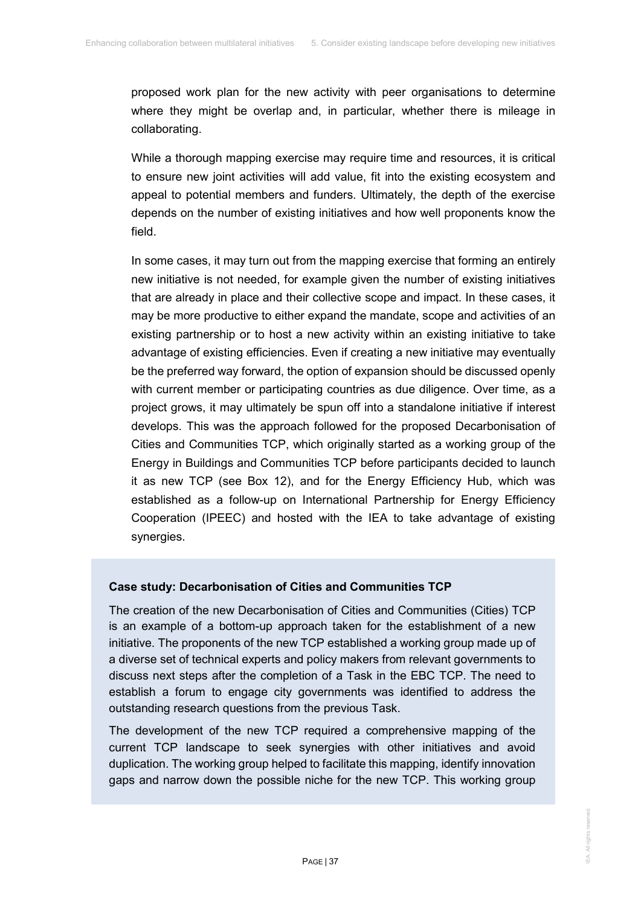proposed work plan for the new activity with peer organisations to determine where they might be overlap and, in particular, whether there is mileage in collaborating.

While a thorough mapping exercise may require time and resources, it is critical to ensure new joint activities will add value, fit into the existing ecosystem and appeal to potential members and funders. Ultimately, the depth of the exercise depends on the number of existing initiatives and how well proponents know the field.

In some cases, it may turn out from the mapping exercise that forming an entirely new initiative is not needed, for example given the number of existing initiatives that are already in place and their collective scope and impact. In these cases, it may be more productive to either expand the mandate, scope and activities of an existing partnership or to host a new activity within an existing initiative to take advantage of existing efficiencies. Even if creating a new initiative may eventually be the preferred way forward, the option of expansion should be discussed openly with current member or participating countries as due diligence. Over time, as a project grows, it may ultimately be spun off into a standalone initiative if interest develops. This was the approach followed for the proposed Decarbonisation of Cities and Communities TCP, which originally started as a working group of the Energy in Buildings and Communities TCP before participants decided to launch it as new TCP (see Box 12), and for the Energy Efficiency Hub, which was established as a follow-up on International Partnership for Energy Efficiency Cooperation (IPEEC) and hosted with the IEA to take advantage of existing synergies.

**Case study: Decarbonisation of Cities and Communities TCP**

The creation of the new Decarbonisation of Cities and Communities (Cities) TCP is an example of a bottom-up approach taken for the establishment of a new initiative. The proponents of the new TCP established a working group made up of a diverse set of technical experts and policy makers from relevant governments to discuss next steps after the completion of a Task in the EBC TCP. The need to establish a forum to engage city governments was identified to address the outstanding research questions from the previous Task.

The development of the new TCP required a comprehensive mapping of the current TCP landscape to seek synergies with other initiatives and avoid duplication. The working group helped to facilitate this mapping, identify innovation gaps and narrow down the possible niche for the new TCP. This working group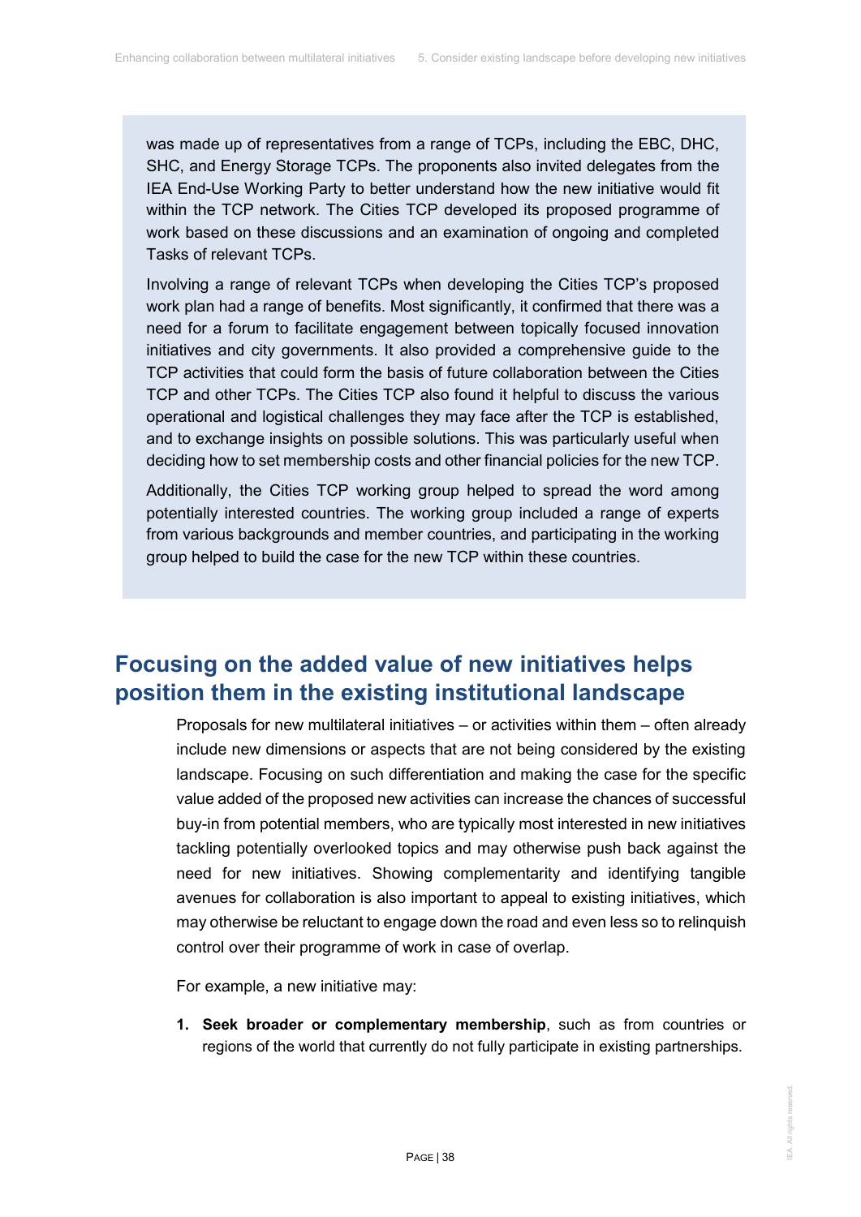was made up of representatives from a range of TCPs, including the EBC, DHC, SHC, and Energy Storage TCPs. The proponents also invited delegates from the IEA End-Use Working Party to better understand how the new initiative would fit within the TCP network. The Cities TCP developed its proposed programme of work based on these discussions and an examination of ongoing and completed Tasks of relevant TCPs.

Involving a range of relevant TCPs when developing the Cities TCP's proposed work plan had a range of benefits. Most significantly, it confirmed that there was a need for a forum to facilitate engagement between topically focused innovation initiatives and city governments. It also provided a comprehensive guide to the TCP activities that could form the basis of future collaboration between the Cities TCP and other TCPs. The Cities TCP also found it helpful to discuss the various operational and logistical challenges they may face after the TCP is established, and to exchange insights on possible solutions. This was particularly useful when deciding how to set membership costs and other financial policies for the new TCP.

Additionally, the Cities TCP working group helped to spread the word among potentially interested countries. The working group included a range of experts from various backgrounds and member countries, and participating in the working group helped to build the case for the new TCP within these countries.

## Focusing on the added value of new initiatives helps position them in the existing institutional landscape

Proposals for new multilateral initiatives – or activities within them – often already include new dimensions or aspects that are not being considered by the existing landscape. Focusing on such differentiation and making the case for the specific value added of the proposed new activities can increase the chances of successful buy-in from potential members, who are typically most interested in new initiatives tackling potentially overlooked topics and may otherwise push back against the need for new initiatives. Showing complementarity and identifying tangible avenues for collaboration is also important to appeal to existing initiatives, which may otherwise be reluctant to engage down the road and even less so to relinquish control over their programme of work in case of overlap.

For example, a new initiative may:

1. **Seek broader or complementary membership**, such as from countries or regions of the world that currently do not fully participate in existing partnerships.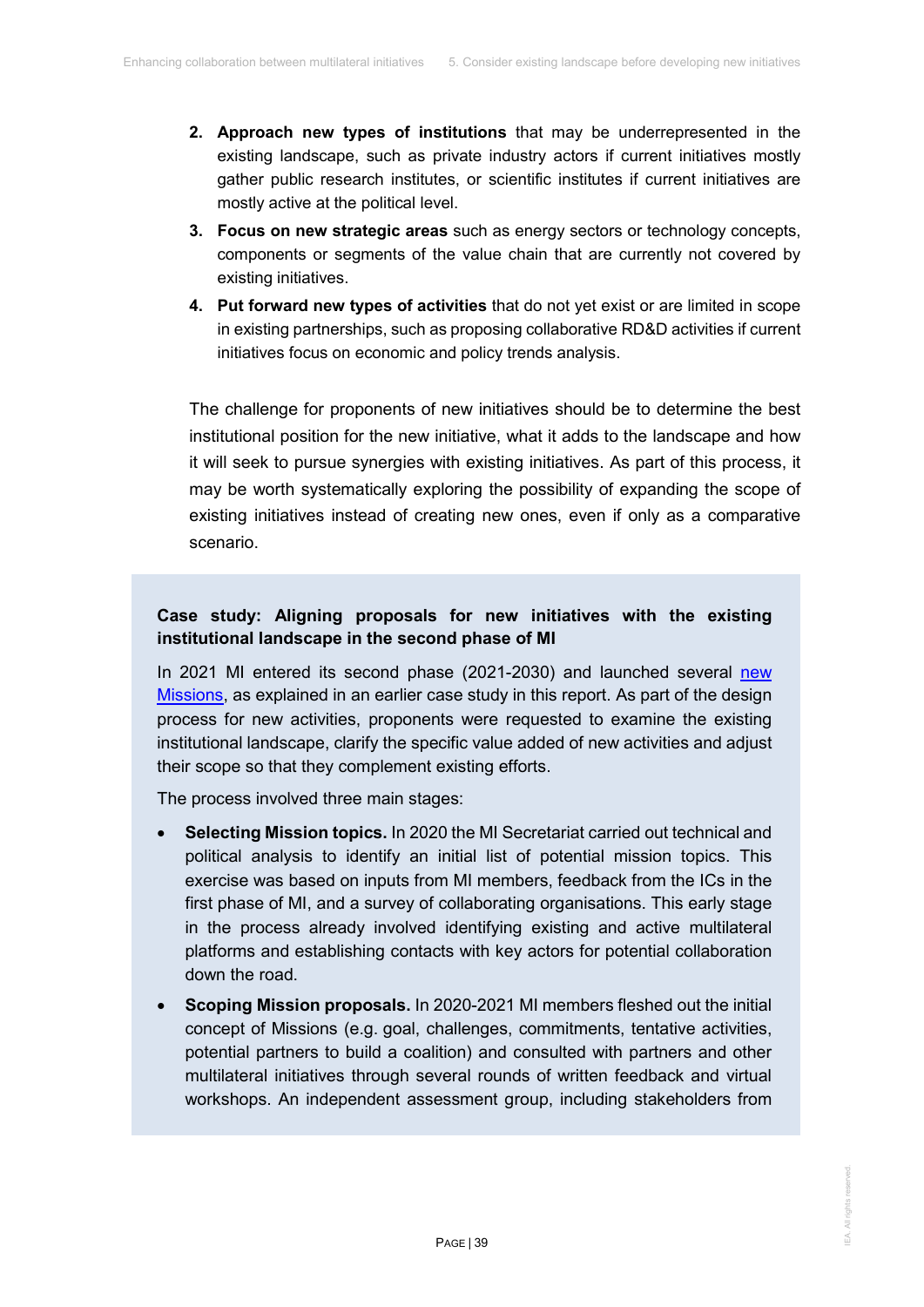2. **Approach new types of institutions** that may be underrepresented in the existing landscape, such as private industry actors if current initiatives mostly gather public research institutes, or scientific institutes if current initiatives are mostly active at the political level.
3. **Focus on new strategic areas** such as energy sectors or technology concepts, components or segments of the value chain that are currently not covered by existing initiatives.
4. **Put forward new types of activities** that do not yet exist or are limited in scope in existing partnerships, such as proposing collaborative RD&D activities if current initiatives focus on economic and policy trends analysis.

The challenge for proponents of new initiatives should be to determine the best institutional position for the new initiative, what it adds to the landscape and how it will seek to pursue synergies with existing initiatives. As part of this process, it may be worth systematically exploring the possibility of expanding the scope of existing initiatives instead of creating new ones, even if only as a comparative scenario.

**Case study: Aligning proposals for new initiatives with the existing institutional landscape in the second phase of MI**

In 2021 MI entered its second phase (2021-2030) and launched several new Missions, as explained in an earlier case study in this report. As part of the design process for new activities, proponents were requested to examine the existing institutional landscape, clarify the specific value added of new activities and adjust their scope so that they complement existing efforts.

The process involved three main stages:

- **Selecting Mission topics.** In 2020 the MI Secretariat carried out technical and political analysis to identify an initial list of potential mission topics. This exercise was based on inputs from MI members, feedback from the ICs in the first phase of MI, and a survey of collaborating organisations. This early stage in the process already involved identifying existing and active multilateral platforms and establishing contacts with key actors for potential collaboration down the road.
- **Scoping Mission proposals.** In 2020-2021 MI members fleshed out the initial concept of Missions (e.g. goal, challenges, commitments, tentative activities, potential partners to build a coalition) and consulted with partners and other multilateral initiatives through several rounds of written feedback and virtual workshops. An independent assessment group, including stakeholders from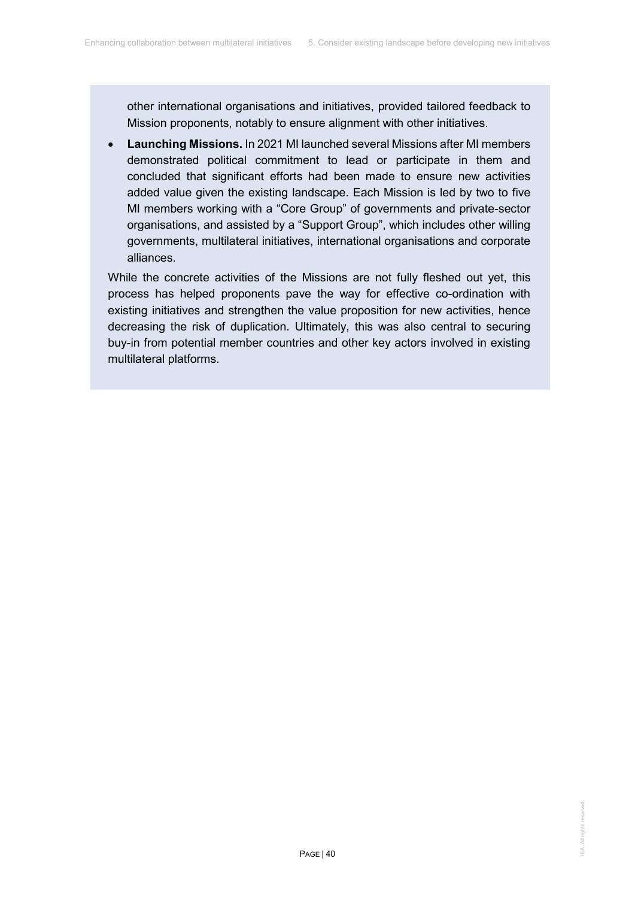other international organisations and initiatives, provided tailored feedback to Mission proponents, notably to ensure alignment with other initiatives.

- **Launching Missions.** In 2021 MI launched several Missions after MI members demonstrated political commitment to lead or participate in them and concluded that significant efforts had been made to ensure new activities added value given the existing landscape. Each Mission is led by two to five MI members working with a "Core Group" of governments and private-sector organisations, and assisted by a "Support Group", which includes other willing governments, multilateral initiatives, international organisations and corporate alliances.

While the concrete activities of the Missions are not fully fleshed out yet, this process has helped proponents pave the way for effective co-ordination with existing initiatives and strengthen the value proposition for new activities, hence decreasing the risk of duplication. Ultimately, this was also central to securing buy-in from potential member countries and other key actors involved in existing multilateral platforms.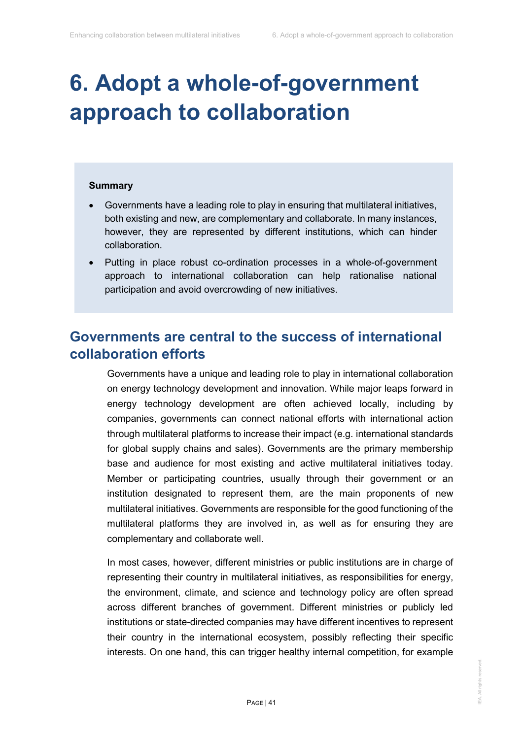# 6. Adopt a whole-of-government approach to collaboration

**Summary**

- Governments have a leading role to play in ensuring that multilateral initiatives, both existing and new, are complementary and collaborate. In many instances, however, they are represented by different institutions, which can hinder collaboration.
- Putting in place robust co-ordination processes in a whole-of-government approach to international collaboration can help rationalise national participation and avoid overcrowding of new initiatives.

## Governments are central to the success of international collaboration efforts

Governments have a unique and leading role to play in international collaboration on energy technology development and innovation. While major leaps forward in energy technology development are often achieved locally, including by companies, governments can connect national efforts with international action through multilateral platforms to increase their impact (e.g. international standards for global supply chains and sales). Governments are the primary membership base and audience for most existing and active multilateral initiatives today. Member or participating countries, usually through their government or an institution designated to represent them, are the main proponents of new multilateral initiatives. Governments are responsible for the good functioning of the multilateral platforms they are involved in, as well as for ensuring they are complementary and collaborate well.

In most cases, however, different ministries or public institutions are in charge of representing their country in multilateral initiatives, as responsibilities for energy, the environment, climate, and science and technology policy are often spread across different branches of government. Different ministries or publicly led institutions or state-directed companies may have different incentives to represent their country in the international ecosystem, possibly reflecting their specific interests. On one hand, this can trigger healthy internal competition, for example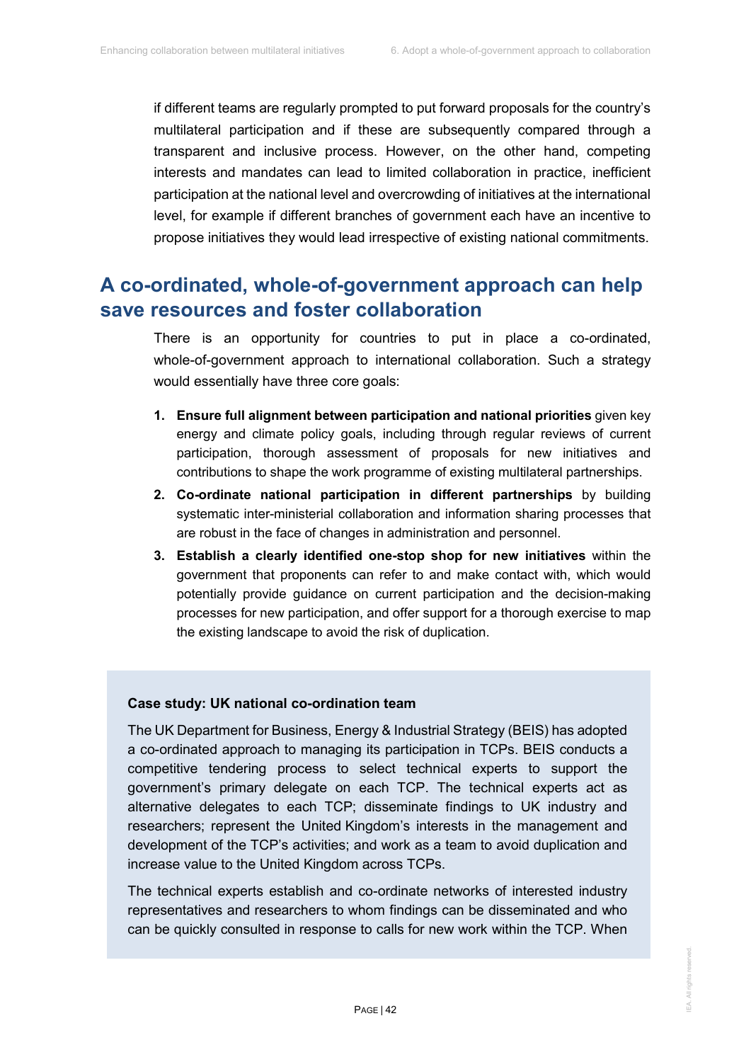if different teams are regularly prompted to put forward proposals for the country's multilateral participation and if these are subsequently compared through a transparent and inclusive process. However, on the other hand, competing interests and mandates can lead to limited collaboration in practice, inefficient participation at the national level and overcrowding of initiatives at the international level, for example if different branches of government each have an incentive to propose initiatives they would lead irrespective of existing national commitments.

## A co-ordinated, whole-of-government approach can help save resources and foster collaboration

There is an opportunity for countries to put in place a co-ordinated, whole-of-government approach to international collaboration. Such a strategy would essentially have three core goals:

1. **Ensure full alignment between participation and national priorities** given key energy and climate policy goals, including through regular reviews of current participation, thorough assessment of proposals for new initiatives and contributions to shape the work programme of existing multilateral partnerships.
2. **Co-ordinate national participation in different partnerships** by building systematic inter-ministerial collaboration and information sharing processes that are robust in the face of changes in administration and personnel.
3. **Establish a clearly identified one-stop shop for new initiatives** within the government that proponents can refer to and make contact with, which would potentially provide guidance on current participation and the decision-making processes for new participation, and offer support for a thorough exercise to map the existing landscape to avoid the risk of duplication.

**Case study: UK national co-ordination team**

The UK Department for Business, Energy & Industrial Strategy (BEIS) has adopted a co-ordinated approach to managing its participation in TCPs. BEIS conducts a competitive tendering process to select technical experts to support the government's primary delegate on each TCP. The technical experts act as alternative delegates to each TCP; disseminate findings to UK industry and researchers; represent the United Kingdom's interests in the management and development of the TCP's activities; and work as a team to avoid duplication and increase value to the United Kingdom across TCPs.

The technical experts establish and co-ordinate networks of interested industry representatives and researchers to whom findings can be disseminated and who can be quickly consulted in response to calls for new work within the TCP. When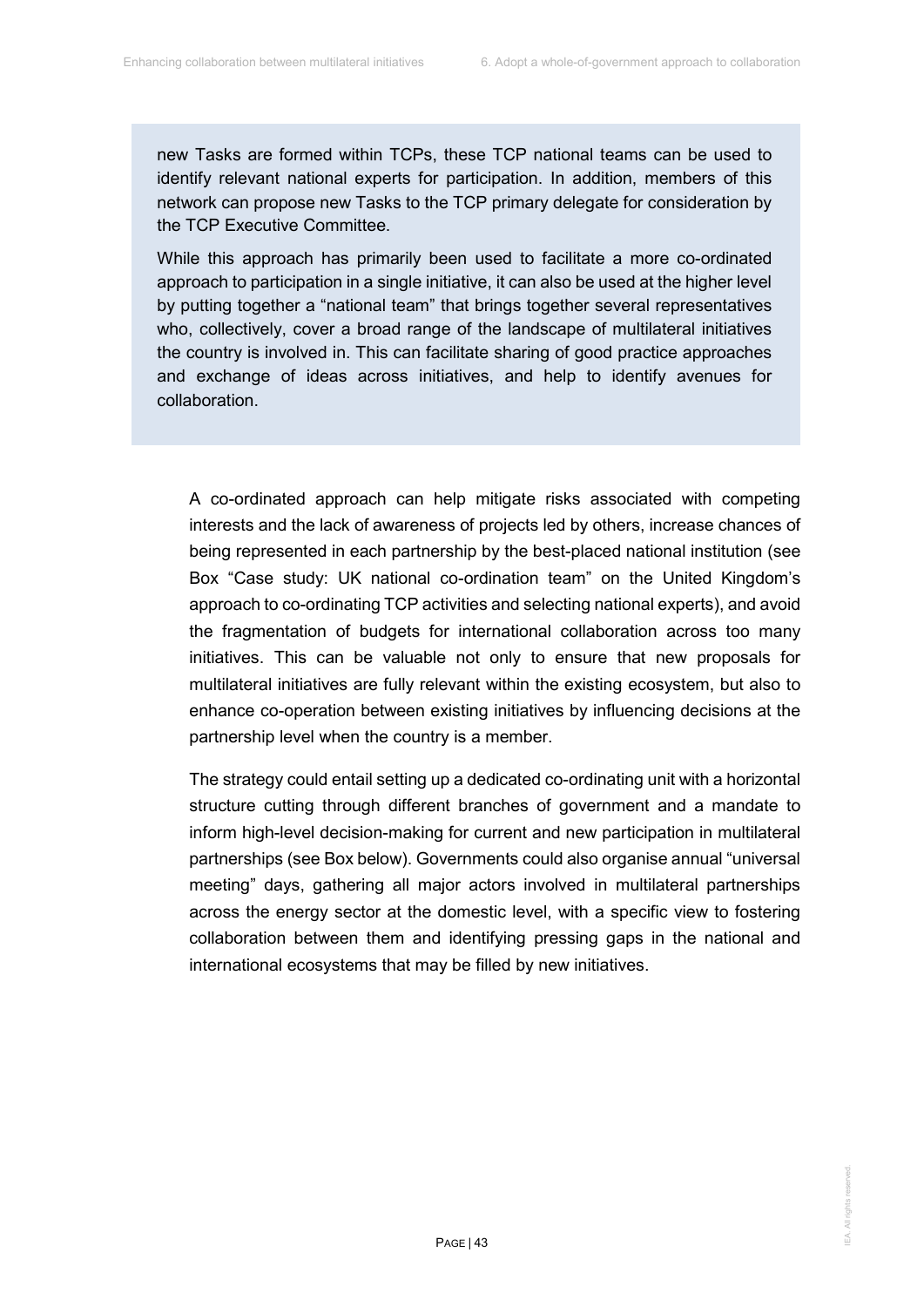new Tasks are formed within TCPs, these TCP national teams can be used to identify relevant national experts for participation. In addition, members of this network can propose new Tasks to the TCP primary delegate for consideration by the TCP Executive Committee.

While this approach has primarily been used to facilitate a more co-ordinated approach to participation in a single initiative, it can also be used at the higher level by putting together a "national team" that brings together several representatives who, collectively, cover a broad range of the landscape of multilateral initiatives the country is involved in. This can facilitate sharing of good practice approaches and exchange of ideas across initiatives, and help to identify avenues for collaboration.

A co-ordinated approach can help mitigate risks associated with competing interests and the lack of awareness of projects led by others, increase chances of being represented in each partnership by the best-placed national institution (see Box "Case study: UK national co-ordination team" on the United Kingdom's approach to co-ordinating TCP activities and selecting national experts), and avoid the fragmentation of budgets for international collaboration across too many initiatives. This can be valuable not only to ensure that new proposals for multilateral initiatives are fully relevant within the existing ecosystem, but also to enhance co-operation between existing initiatives by influencing decisions at the partnership level when the country is a member.

The strategy could entail setting up a dedicated co-ordinating unit with a horizontal structure cutting through different branches of government and a mandate to inform high-level decision-making for current and new participation in multilateral partnerships (see Box below). Governments could also organise annual "universal meeting" days, gathering all major actors involved in multilateral partnerships across the energy sector at the domestic level, with a specific view to fostering collaboration between them and identifying pressing gaps in the national and international ecosystems that may be filled by new initiatives.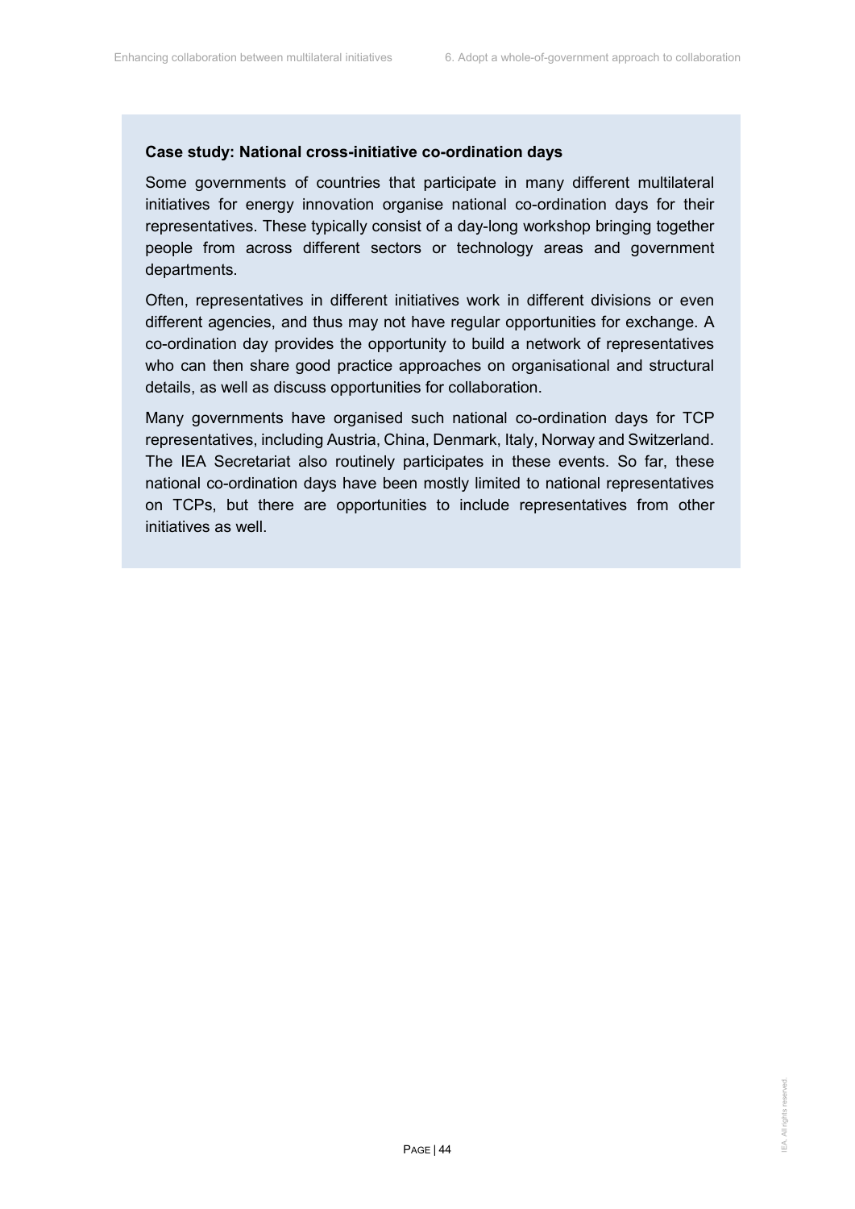**Case study: National cross-initiative co-ordination days**

Some governments of countries that participate in many different multilateral initiatives for energy innovation organise national co-ordination days for their representatives. These typically consist of a day-long workshop bringing together people from across different sectors or technology areas and government departments.

Often, representatives in different initiatives work in different divisions or even different agencies, and thus may not have regular opportunities for exchange. A co-ordination day provides the opportunity to build a network of representatives who can then share good practice approaches on organisational and structural details, as well as discuss opportunities for collaboration.

Many governments have organised such national co-ordination days for TCP representatives, including Austria, China, Denmark, Italy, Norway and Switzerland. The IEA Secretariat also routinely participates in these events. So far, these national co-ordination days have been mostly limited to national representatives on TCPs, but there are opportunities to include representatives from other initiatives as well.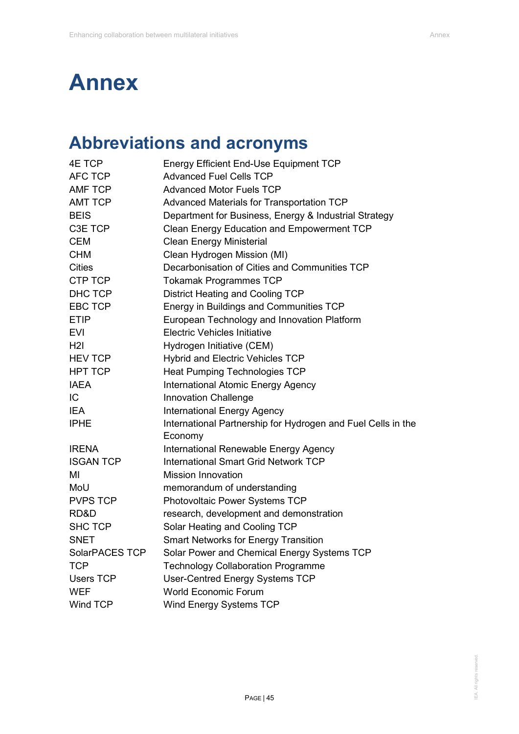# Annex

## Abbreviations and acronyms

| | |
|---|---|
| 4E TCP | Energy Efficient End-Use Equipment TCP |
| AFC TCP | Advanced Fuel Cells TCP |
| AMF TCP | Advanced Motor Fuels TCP |
| AMT TCP | Advanced Materials for Transportation TCP |
| BEIS | Department for Business, Energy & Industrial Strategy |
| C3E TCP | Clean Energy Education and Empowerment TCP |
| CEM | Clean Energy Ministerial |
| CHM | Clean Hydrogen Mission (MI) |
| Cities | Decarbonisation of Cities and Communities TCP |
| CTP TCP | Tokamak Programmes TCP |
| DHC TCP | District Heating and Cooling TCP |
| EBC TCP | Energy in Buildings and Communities TCP |
| ETIP | European Technology and Innovation Platform |
| EVI | Electric Vehicles Initiative |
| H2I | Hydrogen Initiative (CEM) |
| HEV TCP | Hybrid and Electric Vehicles TCP |
| HPT TCP | Heat Pumping Technologies TCP |
| IAEA | International Atomic Energy Agency |
| IC | Innovation Challenge |
| IEA | International Energy Agency |
| IPHE | International Partnership for Hydrogen and Fuel Cells in the Economy |
| IRENA | International Renewable Energy Agency |
| ISGAN TCP | International Smart Grid Network TCP |
| MI | Mission Innovation |
| MoU | memorandum of understanding |
| PVPS TCP | Photovoltaic Power Systems TCP |
| RD&D | research, development and demonstration |
| SHC TCP | Solar Heating and Cooling TCP |
| SNET | Smart Networks for Energy Transition |
| SolarPACES TCP | Solar Power and Chemical Energy Systems TCP |
| TCP | Technology Collaboration Programme |
| Users TCP | User-Centred Energy Systems TCP |
| WEF | World Economic Forum |
| Wind TCP | Wind Energy Systems TCP |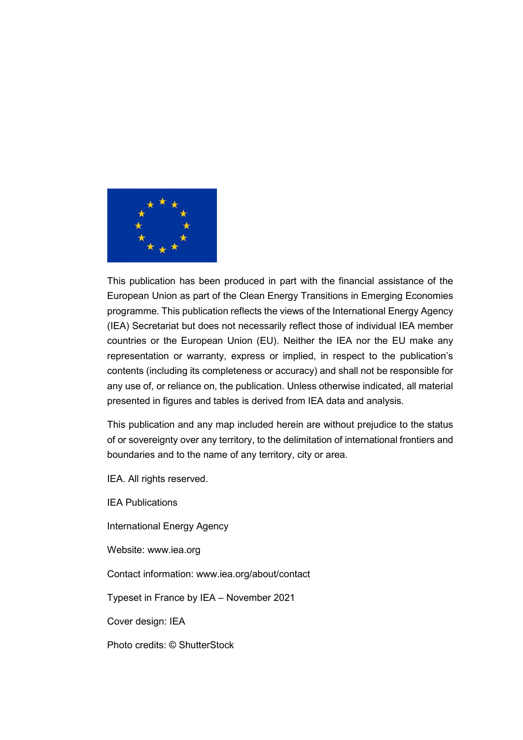This publication has been produced in part with the financial assistance of the European Union as part of the Clean Energy Transitions in Emerging Economies programme. This publication reflects the views of the International Energy Agency (IEA) Secretariat but does not necessarily reflect those of individual IEA member countries or the European Union (EU). Neither the IEA nor the EU make any representation or warranty, express or implied, in respect to the publication's contents (including its completeness or accuracy) and shall not be responsible for any use of, or reliance on, the publication. Unless otherwise indicated, all material presented in figures and tables is derived from IEA data and analysis.

This publication and any map included herein are without prejudice to the status of or sovereignty over any territory, to the delimitation of international frontiers and boundaries and to the name of any territory, city or area.

IEA. All rights reserved.

IEA Publications

International Energy Agency

Website: www.iea.org

Contact information: www.iea.org/about/contact

Typeset in France by IEA – November 2021

Cover design: IEA

Photo credits: © ShutterStock